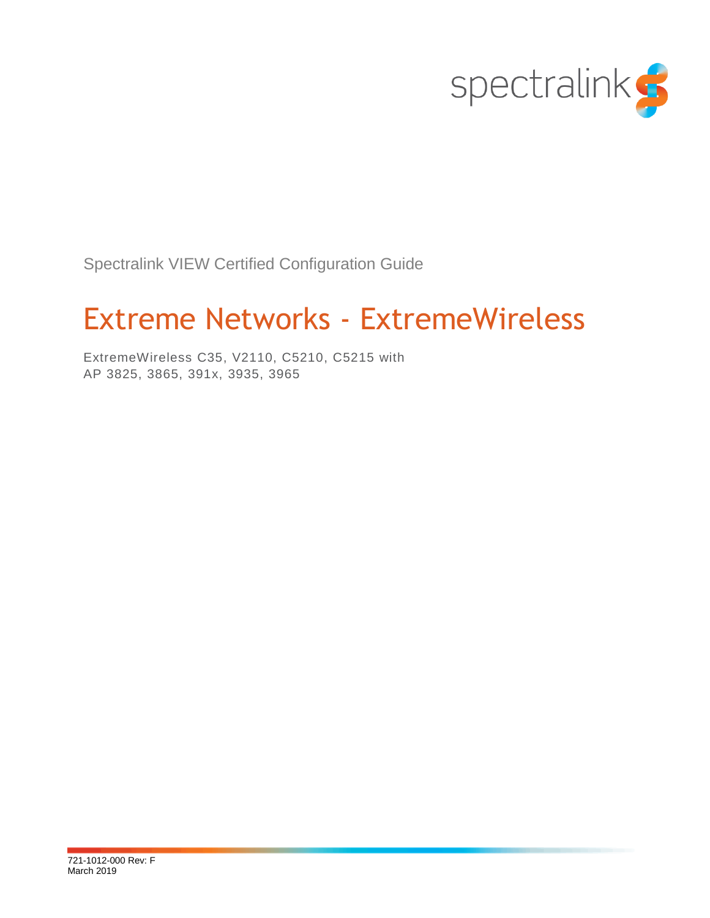spectralink

Spectralink VIEW Certified Configuration Guide

# Extreme Networks - ExtremeWireless

ExtremeWireless C35, V2110, C5210, C5215 with
AP 3825, 3865, 391x, 3935, 3965

721-1012-000 Rev: F
March 2019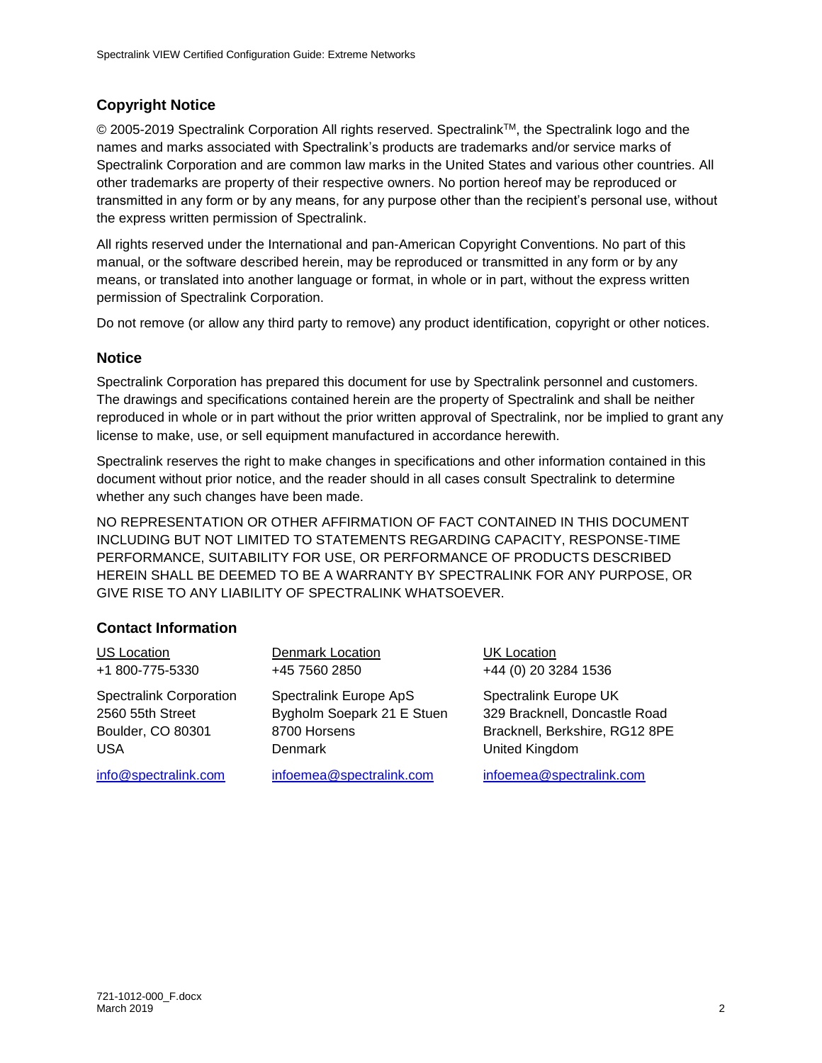## Copyright Notice

© 2005-2019 Spectralink Corporation All rights reserved. Spectralink™, the Spectralink logo and the names and marks associated with Spectralink's products are trademarks and/or service marks of Spectralink Corporation and are common law marks in the United States and various other countries. All other trademarks are property of their respective owners. No portion hereof may be reproduced or transmitted in any form or by any means, for any purpose other than the recipient's personal use, without the express written permission of Spectralink.

All rights reserved under the International and pan-American Copyright Conventions. No part of this manual, or the software described herein, may be reproduced or transmitted in any form or by any means, or translated into another language or format, in whole or in part, without the express written permission of Spectralink Corporation.

Do not remove (or allow any third party to remove) any product identification, copyright or other notices.

## Notice

Spectralink Corporation has prepared this document for use by Spectralink personnel and customers. The drawings and specifications contained herein are the property of Spectralink and shall be neither reproduced in whole or in part without the prior written approval of Spectralink, nor be implied to grant any license to make, use, or sell equipment manufactured in accordance herewith.

Spectralink reserves the right to make changes in specifications and other information contained in this document without prior notice, and the reader should in all cases consult Spectralink to determine whether any such changes have been made.

NO REPRESENTATION OR OTHER AFFIRMATION OF FACT CONTAINED IN THIS DOCUMENT INCLUDING BUT NOT LIMITED TO STATEMENTS REGARDING CAPACITY, RESPONSE-TIME PERFORMANCE, SUITABILITY FOR USE, OR PERFORMANCE OF PRODUCTS DESCRIBED HEREIN SHALL BE DEEMED TO BE A WARRANTY BY SPECTRALINK FOR ANY PURPOSE, OR GIVE RISE TO ANY LIABILITY OF SPECTRALINK WHATSOEVER.

## Contact Information

US Location
+1 800-775-5330

Spectralink Corporation
2560 55th Street
Boulder, CO 80301
USA

info@spectralink.com

Denmark Location
+45 7560 2850

Spectralink Europe ApS
Bygholm Soepark 21 E Stuen
8700 Horsens
Denmark

infoemea@spectralink.com

UK Location
+44 (0) 20 3284 1536

Spectralink Europe UK
329 Bracknell, Doncastle Road
Bracknell, Berkshire, RG12 8PE
United Kingdom

infoemea@spectralink.com

721-1012-000_F.docx
March 2019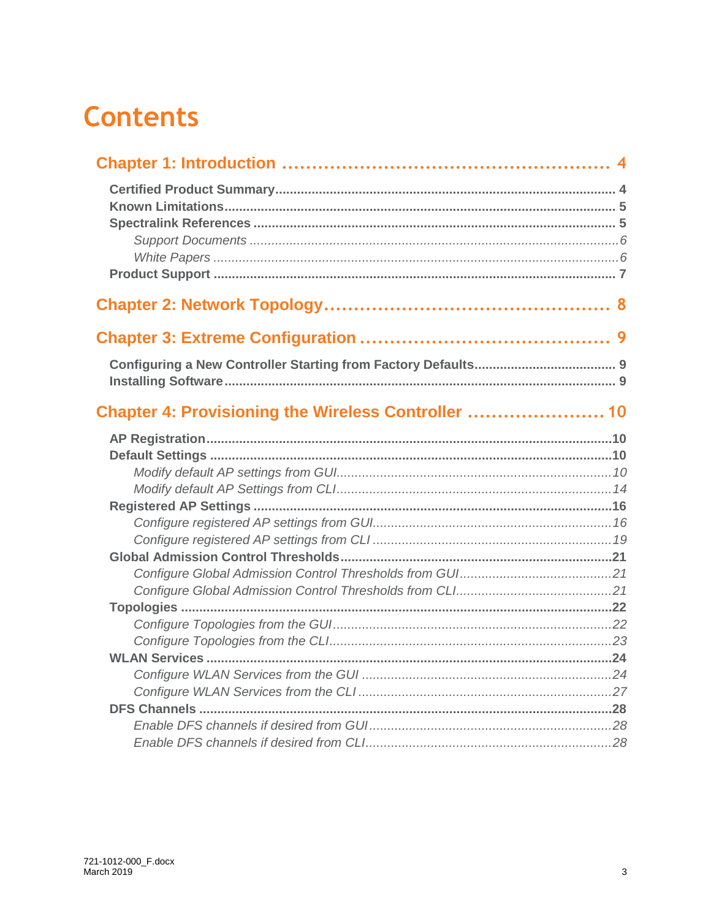# Contents

**Chapter 1: Introduction ..................................................... 4**

**Certified Product Summary ..................................................... 4**
**Known Limitations ..................................................... 5**
**Spectralink References ..................................................... 5**
*Support Documents ..................................................... 6*
*White Papers ..................................................... 6*
**Product Support ..................................................... 7**

**Chapter 2: Network Topology ..................................................... 8**

**Chapter 3: Extreme Configuration ..................................................... 9**

**Configuring a New Controller Starting from Factory Defaults ..................................................... 9**
**Installing Software ..................................................... 9**

**Chapter 4: Provisioning the Wireless Controller ..................................................... 10**

**AP Registration ..................................................... 10**
**Default Settings ..................................................... 10**
*Modify default AP settings from GUI ..................................................... 10*
*Modify default AP Settings from CLI ..................................................... 14*
**Registered AP Settings ..................................................... 16**
*Configure registered AP settings from GUI ..................................................... 16*
*Configure registered AP settings from CLI ..................................................... 19*
**Global Admission Control Thresholds ..................................................... 21**
*Configure Global Admission Control Thresholds from GUI ..................................................... 21*
*Configure Global Admission Control Thresholds from CLI ..................................................... 21*
**Topologies ..................................................... 22**
*Configure Topologies from the GUI ..................................................... 22*
*Configure Topologies from the CLI ..................................................... 23*
**WLAN Services ..................................................... 24**
*Configure WLAN Services from the GUI ..................................................... 24*
*Configure WLAN Services from the CLI ..................................................... 27*
**DFS Channels ..................................................... 28**
*Enable DFS channels if desired from GUI ..................................................... 28*
*Enable DFS channels if desired from CLI ..................................................... 28*

721-1012-000_F.docx
March 2019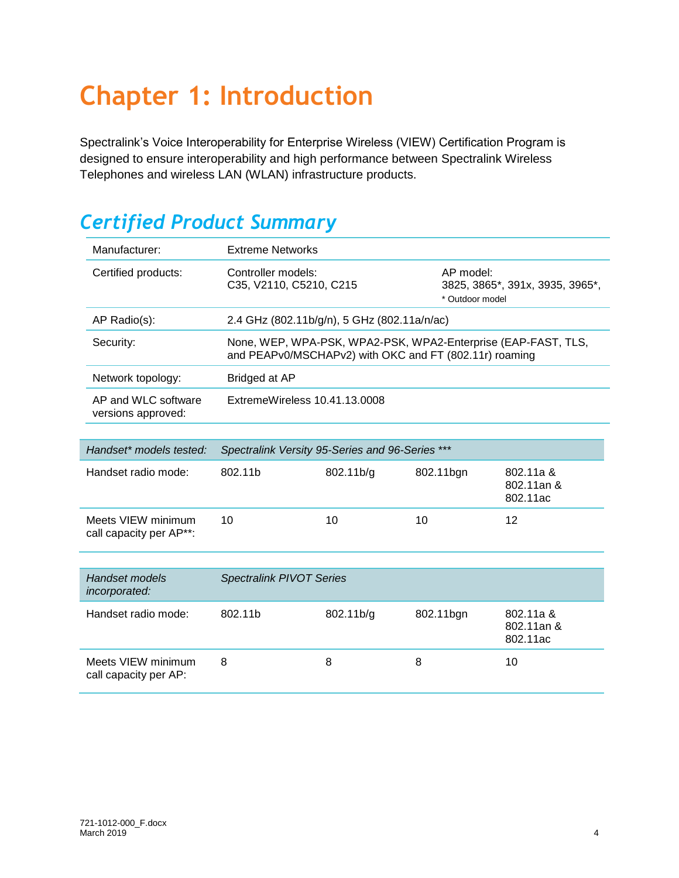# Chapter 1: Introduction

Spectralink's Voice Interoperability for Enterprise Wireless (VIEW) Certification Program is designed to ensure interoperability and high performance between Spectralink Wireless Telephones and wireless LAN (WLAN) infrastructure products.

## *Certified Product Summary*

| | | |
|---|---|---|
| Manufacturer: | Extreme Networks | |
| Certified products: | Controller models:<br>C35, V2110, C5210, C215 | AP model:<br>3825, 3865*, 391x, 3935, 3965*,<br>* Outdoor model |
| AP Radio(s): | 2.4 GHz (802.11b/g/n), 5 GHz (802.11a/n/ac) | |
| Security: | None, WEP, WPA-PSK, WPA2-PSK, WPA2-Enterprise (EAP-FAST, TLS, and PEAPv0/MSCHAPv2) with OKC and FT (802.11r) roaming | |
| Network topology: | Bridged at AP | |
| AP and WLC software versions approved: | ExtremeWireless 10.41.13.0008 | |

| *Handset* models tested:* | *Spectralink Versity 95-Series and 96-Series **** | | | |
|---|---|---|---|---|
| Handset radio mode: | 802.11b | 802.11b/g | 802.11bgn | 802.11a &<br>802.11an &<br>802.11ac |
| Meets VIEW minimum call capacity per AP**: | 10 | 10 | 10 | 12 |

| *Handset models incorporated:* | *Spectralink PIVOT Series* | | | |
|---|---|---|---|---|
| Handset radio mode: | 802.11b | 802.11b/g | 802.11bgn | 802.11a &<br>802.11an &<br>802.11ac |
| Meets VIEW minimum call capacity per AP: | 8 | 8 | 8 | 10 |

721-1012-000_F.docx
March 2019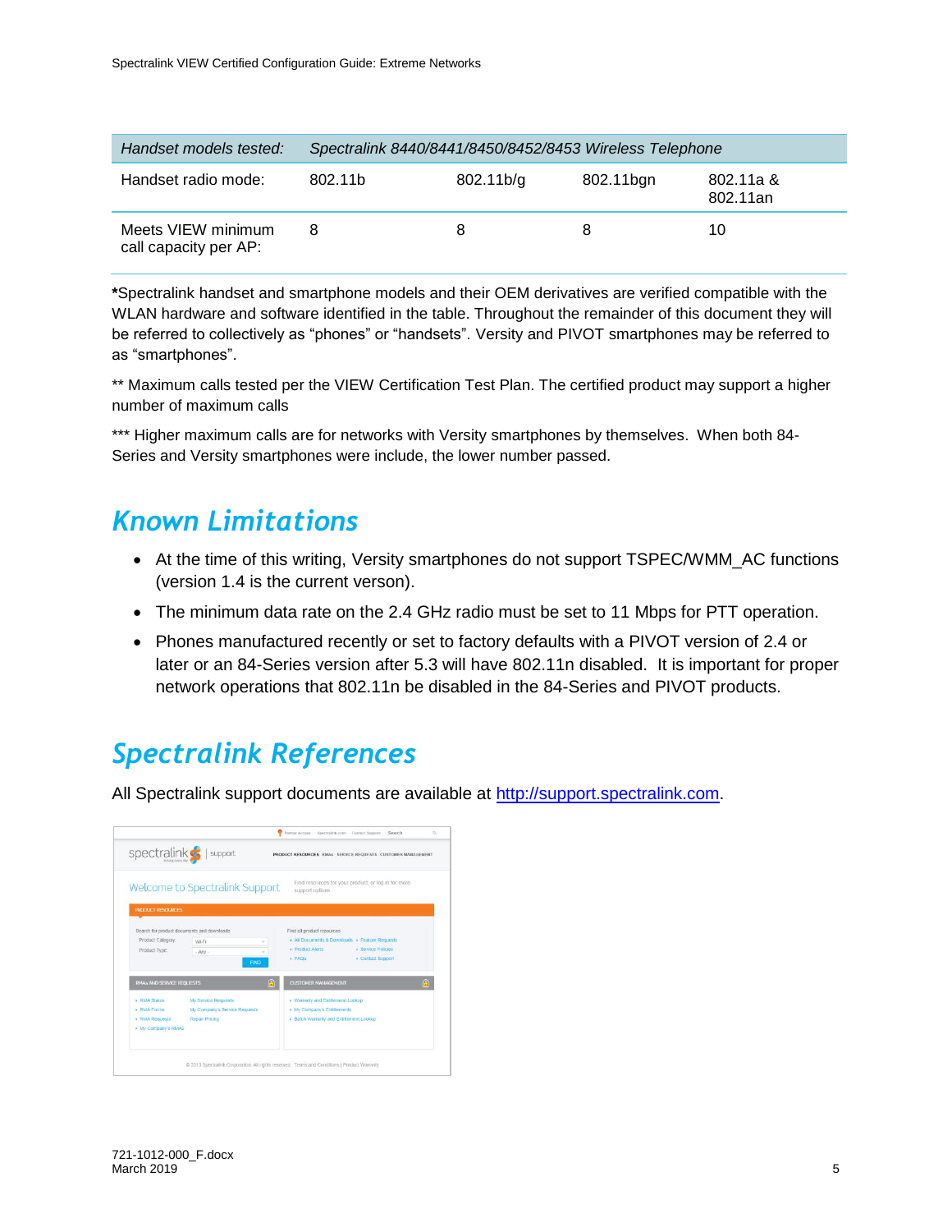| *Handset models tested:* | *Spectralink 8440/8441/8450/8452/8453 Wireless Telephone* | | | |
|---|---|---|---|---|
| Handset radio mode: | 802.11b | 802.11b/g | 802.11bgn | 802.11a & 802.11an |
| Meets VIEW minimum call capacity per AP: | 8 | 8 | 8 | 10 |

**\***Spectralink handset and smartphone models and their OEM derivatives are verified compatible with the WLAN hardware and software identified in the table. Throughout the remainder of this document they will be referred to collectively as “phones” or “handsets”. Versity and PIVOT smartphones may be referred to as “smartphones”.

** Maximum calls tested per the VIEW Certification Test Plan. The certified product may support a higher number of maximum calls

*** Higher maximum calls are for networks with Versity smartphones by themselves. When both 84-Series and Versity smartphones were include, the lower number passed.

## *Known Limitations*

- At the time of this writing, Versity smartphones do not support TSPEC/WMM_AC functions (version 1.4 is the current verson).
- The minimum data rate on the 2.4 GHz radio must be set to 11 Mbps for PTT operation.
- Phones manufactured recently or set to factory defaults with a PIVOT version of 2.4 or later or an 84-Series version after 5.3 will have 802.11n disabled. It is important for proper network operations that 802.11n be disabled in the 84-Series and PIVOT products.

## *Spectralink References*

All Spectralink support documents are available at [http://support.spectralink.com](http://support.spectralink.com).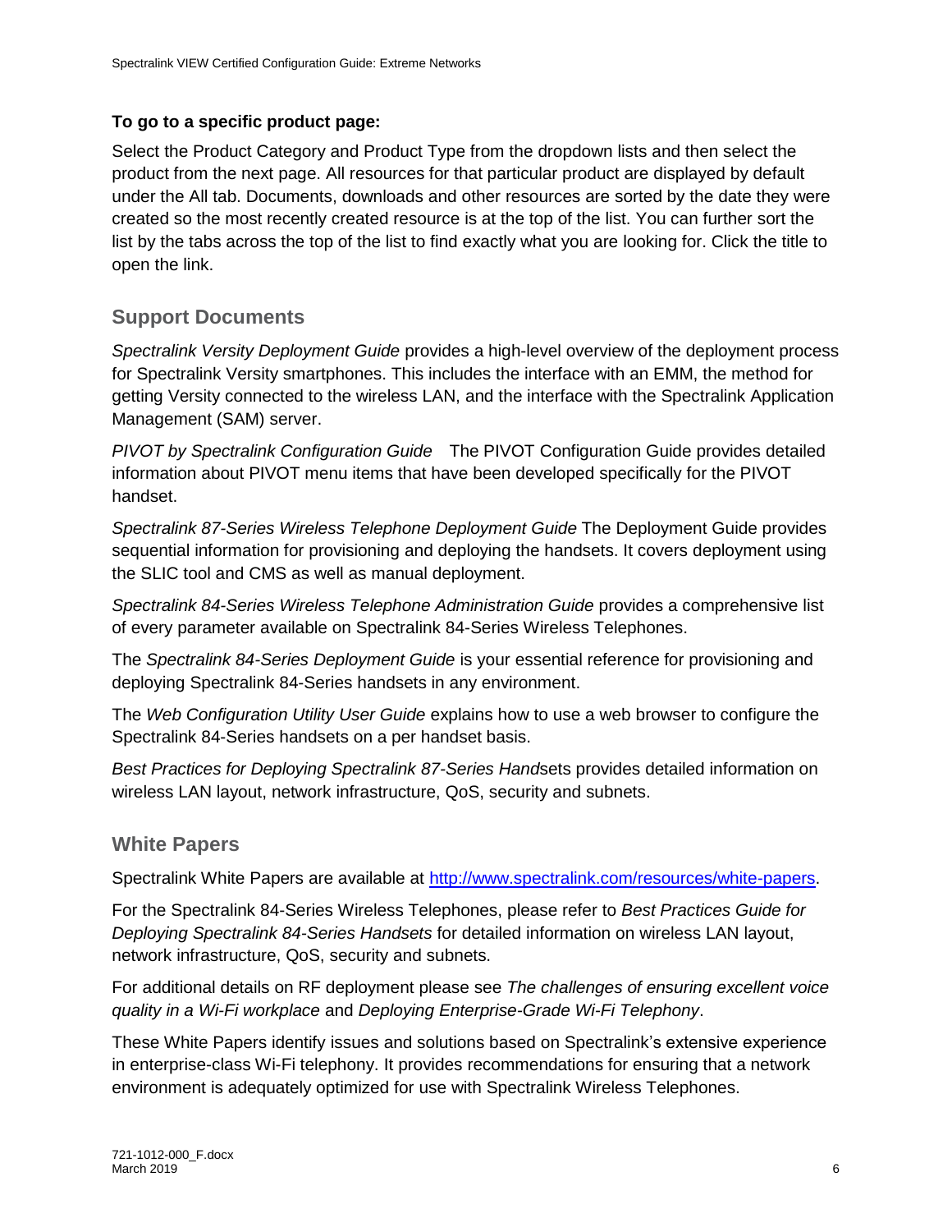**To go to a specific product page:**

Select the Product Category and Product Type from the dropdown lists and then select the product from the next page. All resources for that particular product are displayed by default under the All tab. Documents, downloads and other resources are sorted by the date they were created so the most recently created resource is at the top of the list. You can further sort the list by the tabs across the top of the list to find exactly what you are looking for. Click the title to open the link.

## Support Documents

*Spectralink Versity Deployment Guide* provides a high-level overview of the deployment process for Spectralink Versity smartphones. This includes the interface with an EMM, the method for getting Versity connected to the wireless LAN, and the interface with the Spectralink Application Management (SAM) server.

*PIVOT by Spectralink Configuration Guide* The PIVOT Configuration Guide provides detailed information about PIVOT menu items that have been developed specifically for the PIVOT handset.

*Spectralink 87-Series Wireless Telephone Deployment Guide* The Deployment Guide provides sequential information for provisioning and deploying the handsets. It covers deployment using the SLIC tool and CMS as well as manual deployment.

*Spectralink 84-Series Wireless Telephone Administration Guide* provides a comprehensive list of every parameter available on Spectralink 84-Series Wireless Telephones.

The *Spectralink 84-Series Deployment Guide* is your essential reference for provisioning and deploying Spectralink 84-Series handsets in any environment.

The *Web Configuration Utility User Guide* explains how to use a web browser to configure the Spectralink 84-Series handsets on a per handset basis.

*Best Practices for Deploying Spectralink 87-Series Hand*sets provides detailed information on wireless LAN layout, network infrastructure, QoS, security and subnets.

## White Papers

Spectralink White Papers are available at [http://www.spectralink.com/resources/white-papers](http://www.spectralink.com/resources/white-papers).

For the Spectralink 84-Series Wireless Telephones, please refer to *Best Practices Guide for Deploying Spectralink 84-Series Handsets* for detailed information on wireless LAN layout, network infrastructure, QoS, security and subnets.

For additional details on RF deployment please see *The challenges of ensuring excellent voice quality in a Wi-Fi workplace* and *Deploying Enterprise-Grade Wi-Fi Telephony*.

These White Papers identify issues and solutions based on Spectralink's extensive experience in enterprise-class Wi-Fi telephony. It provides recommendations for ensuring that a network environment is adequately optimized for use with Spectralink Wireless Telephones.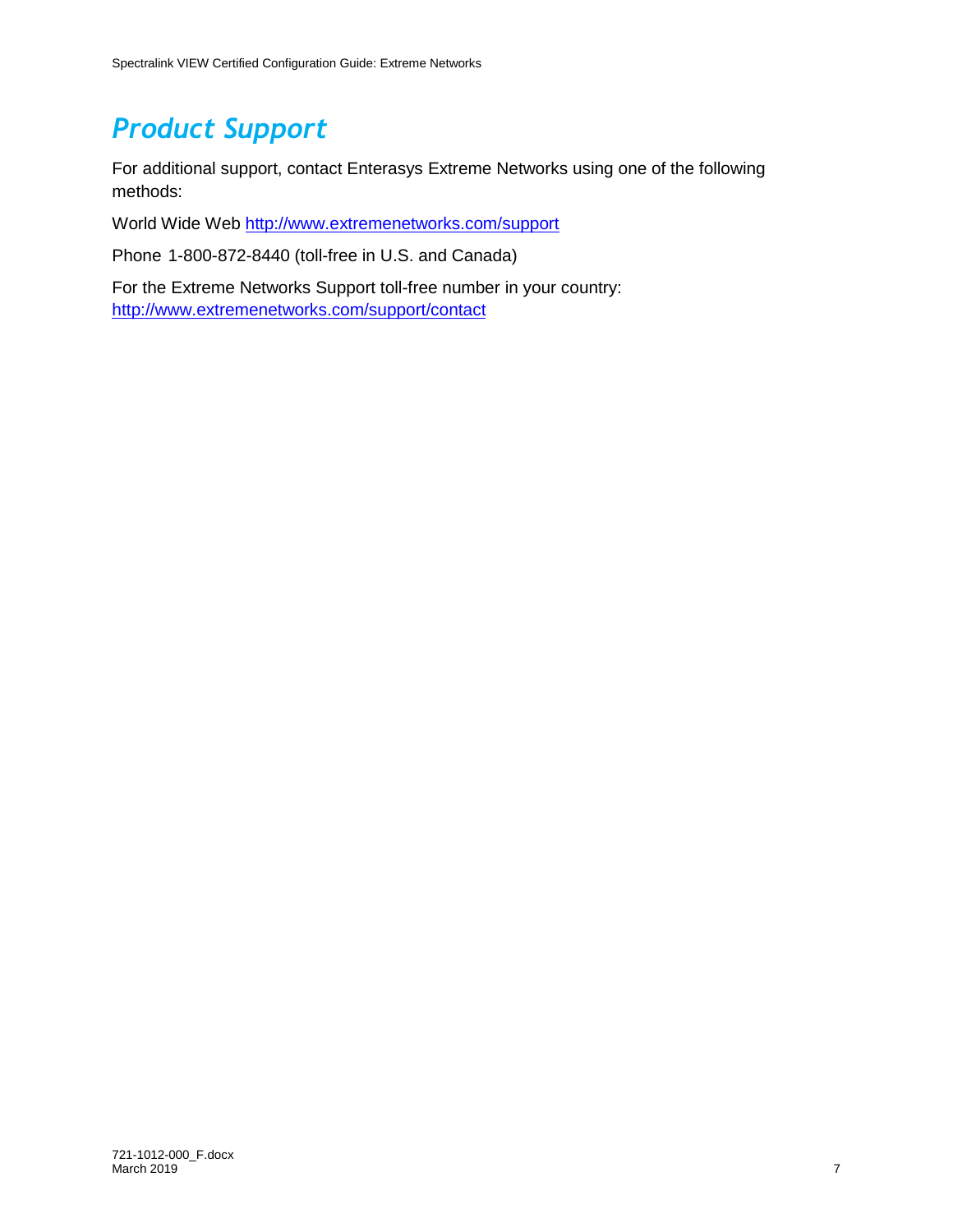# Product Support

For additional support, contact Enterasys Extreme Networks using one of the following methods:

World Wide Web http://www.extremenetworks.com/support

Phone 1-800-872-8440 (toll-free in U.S. and Canada)

For the Extreme Networks Support toll-free number in your country:
http://www.extremenetworks.com/support/contact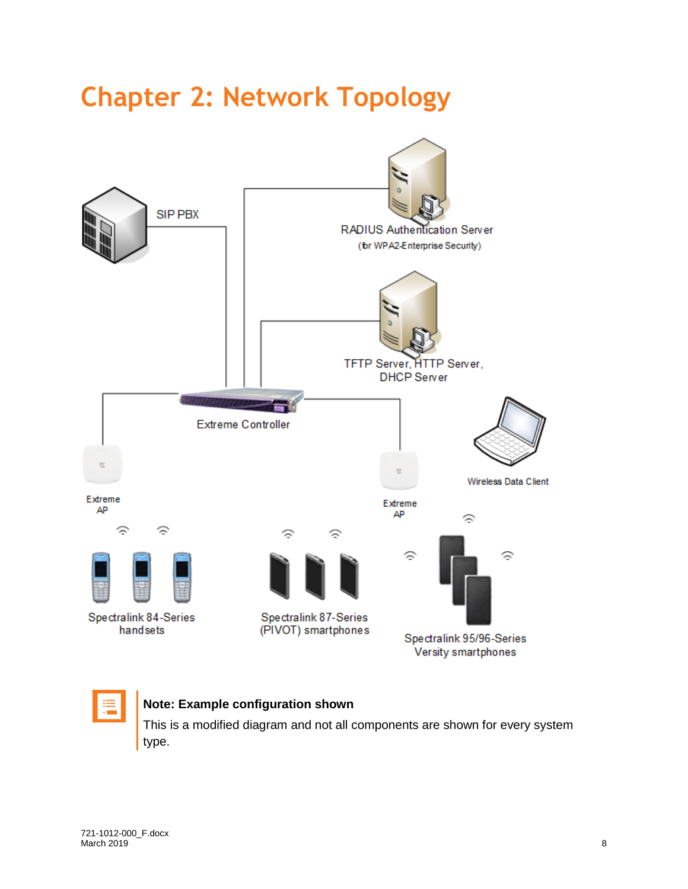# Chapter 2: Network Topology

SIP PBX

RADIUS Authentication Server
(for WPA2-Enterprise Security)

TFTP Server, HTTP Server,
DHCP Server

Extreme Controller

Extreme AP

Extreme AP

Wireless Data Client

Spectralink 84-Series handsets

Spectralink 87-Series (PIVOT) smartphones

Spectralink 95/96-Series Versity smartphones

**Note: Example configuration shown**

This is a modified diagram and not all components are shown for every system type.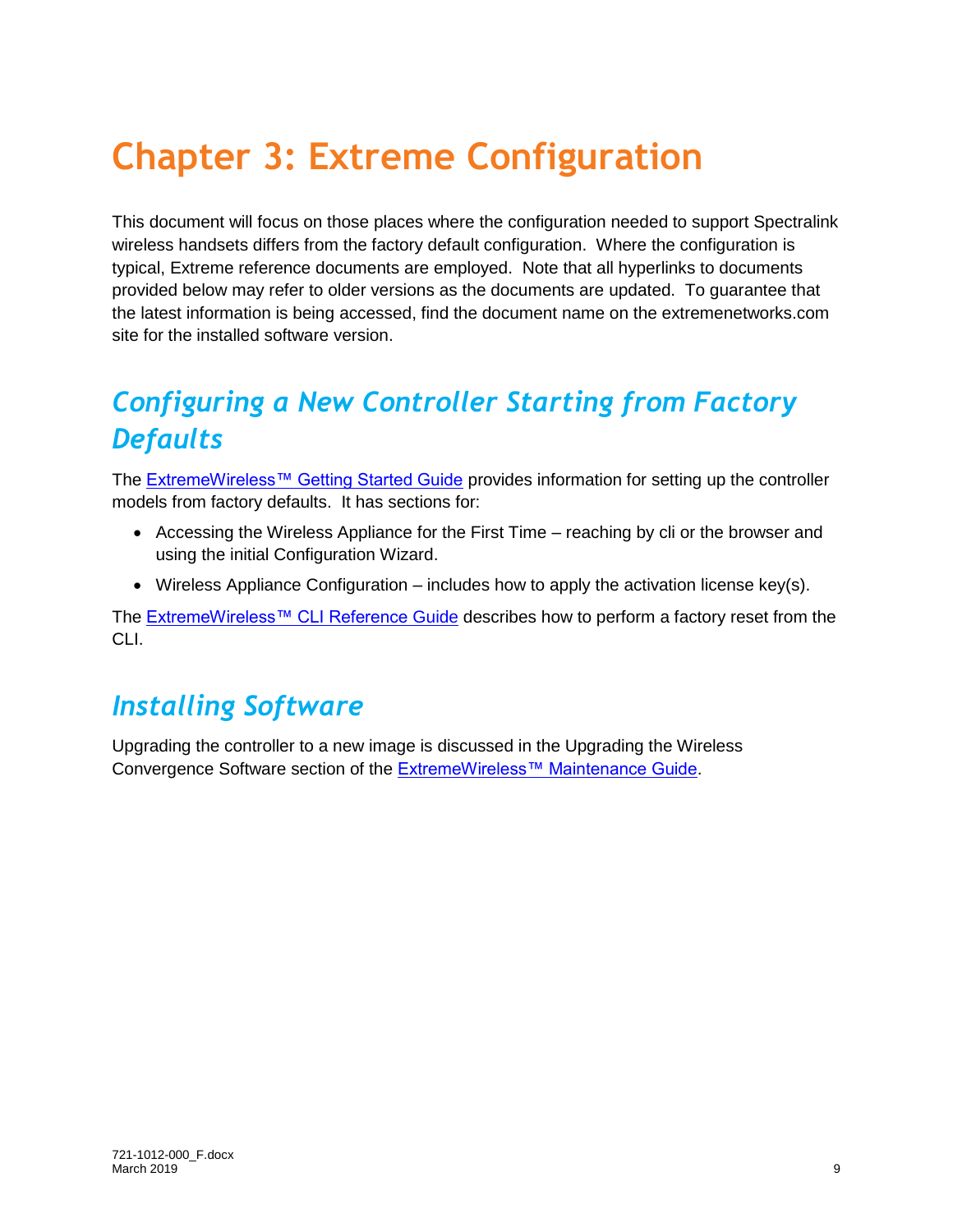# Chapter 3: Extreme Configuration

This document will focus on those places where the configuration needed to support Spectralink wireless handsets differs from the factory default configuration. Where the configuration is typical, Extreme reference documents are employed. Note that all hyperlinks to documents provided below may refer to older versions as the documents are updated. To guarantee that the latest information is being accessed, find the document name on the extremenetworks.com site for the installed software version.

## *Configuring a New Controller Starting from Factory Defaults*

The ExtremeWireless™ Getting Started Guide provides information for setting up the controller models from factory defaults. It has sections for:

- Accessing the Wireless Appliance for the First Time – reaching by cli or the browser and using the initial Configuration Wizard.
- Wireless Appliance Configuration – includes how to apply the activation license key(s).

The ExtremeWireless™ CLI Reference Guide describes how to perform a factory reset from the CLI.

## *Installing Software*

Upgrading the controller to a new image is discussed in the Upgrading the Wireless Convergence Software section of the ExtremeWireless™ Maintenance Guide.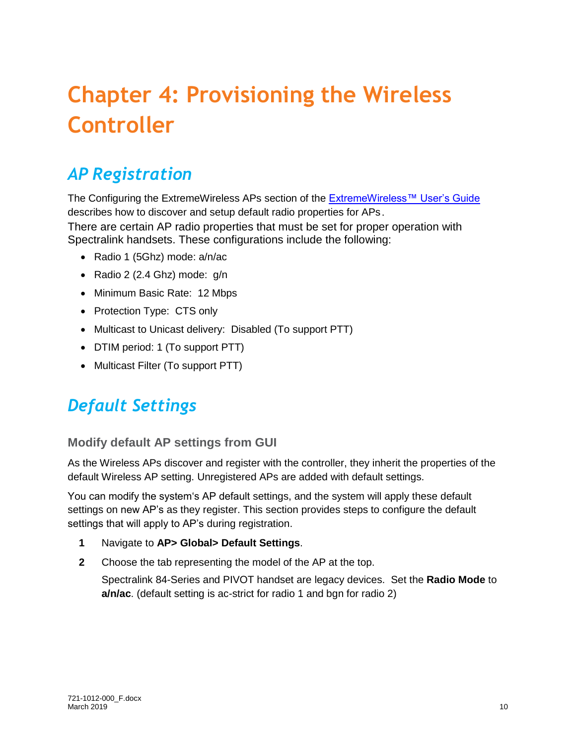# Chapter 4: Provisioning the Wireless Controller

## *AP Registration*

The Configuring the ExtremeWireless APs section of the [ExtremeWireless™ User's Guide]() describes how to discover and setup default radio properties for APs.

There are certain AP radio properties that must be set for proper operation with Spectralink handsets. These configurations include the following:

- Radio 1 (5Ghz) mode: a/n/ac
- Radio 2 (2.4 Ghz) mode: g/n
- Minimum Basic Rate: 12 Mbps
- Protection Type: CTS only
- Multicast to Unicast delivery: Disabled (To support PTT)
- DTIM period: 1 (To support PTT)
- Multicast Filter (To support PTT)

## *Default Settings*

### Modify default AP settings from GUI

As the Wireless APs discover and register with the controller, they inherit the properties of the default Wireless AP setting. Unregistered APs are added with default settings.

You can modify the system's AP default settings, and the system will apply these default settings on new AP's as they register. This section provides steps to configure the default settings that will apply to AP's during registration.

1. Navigate to **AP> Global> Default Settings**.
2. Choose the tab representing the model of the AP at the top.

   Spectralink 84-Series and PIVOT handset are legacy devices. Set the **Radio Mode** to **a/n/ac**. (default setting is ac-strict for radio 1 and bgn for radio 2)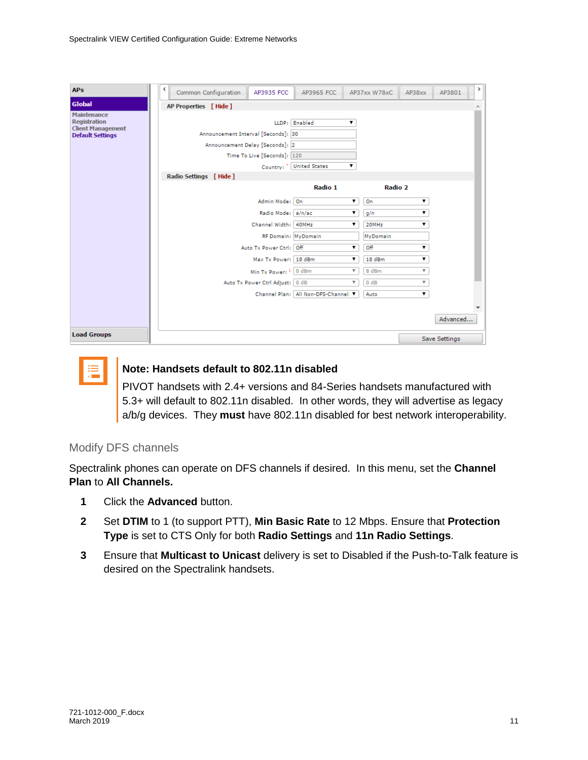**Note: Handsets default to 802.11n disabled**

PIVOT handsets with 2.4+ versions and 84-Series handsets manufactured with 5.3+ will default to 802.11n disabled. In other words, they will advertise as legacy a/b/g devices. They **must** have 802.11n disabled for best network interoperability.

## Modify DFS channels

Spectralink phones can operate on DFS channels if desired. In this menu, set the **Channel Plan** to **All Channels.**

1. Click the **Advanced** button.
2. Set **DTIM** to 1 (to support PTT), **Min Basic Rate** to 12 Mbps. Ensure that **Protection Type** is set to CTS Only for both **Radio Settings** and **11n Radio Settings**.
3. Ensure that **Multicast to Unicast** delivery is set to Disabled if the Push-to-Talk feature is desired on the Spectralink handsets.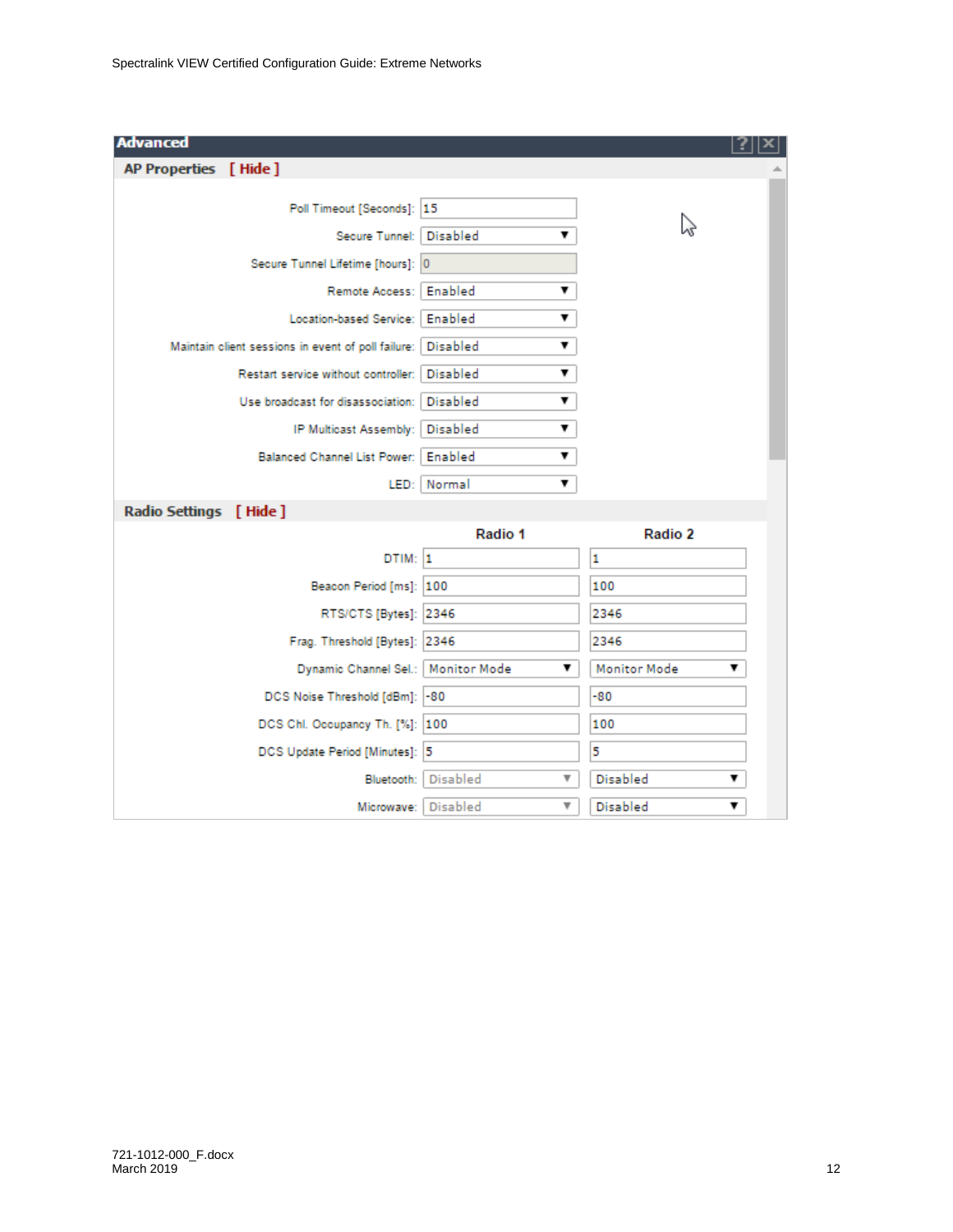**Advanced**

**AP Properties** [ Hide ]

| Setting | Value |
|---|---|
| Poll Timeout [Seconds]: | 15 |
| Secure Tunnel: | Disabled |
| Secure Tunnel Lifetime [hours]: | 0 |
| Remote Access: | Enabled |
| Location-based Service: | Enabled |
| Maintain client sessions in event of poll failure: | Disabled |
| Restart service without controller: | Disabled |
| Use broadcast for disassociation: | Disabled |
| IP Multicast Assembly: | Disabled |
| Balanced Channel List Power: | Enabled |
| LED: | Normal |

**Radio Settings** [ Hide ]

| | Radio 1 | Radio 2 |
|---|---|---|
| DTIM: | 1 | 1 |
| Beacon Period [ms]: | 100 | 100 |
| RTS/CTS [Bytes]: | 2346 | 2346 |
| Frag. Threshold [Bytes]: | 2346 | 2346 |
| Dynamic Channel Sel.: | Monitor Mode | Monitor Mode |
| DCS Noise Threshold [dBm]: | -80 | -80 |
| DCS Chl. Occupancy Th. [%]: | 100 | 100 |
| DCS Update Period [Minutes]: | 5 | 5 |
| Bluetooth: | Disabled | Disabled |
| Microwave: | Disabled | Disabled |

721-1012-000_F.docx
March 2019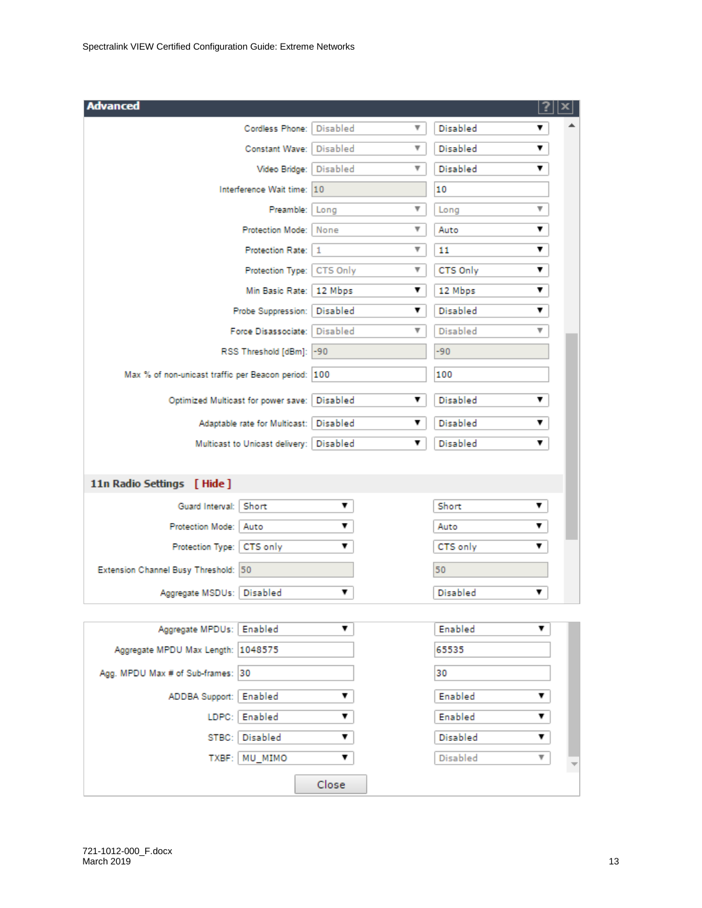**Advanced**

| Setting | Radio 1 | Radio 2 |
| --- | --- | --- |
| Cordless Phone: | Disabled | Disabled |
| Constant Wave: | Disabled | Disabled |
| Video Bridge: | Disabled | Disabled |
| Interference Wait time: | 10 | 10 |
| Preamble: | Long | Long |
| Protection Mode: | None | Auto |
| Protection Rate: | 1 | 11 |
| Protection Type: | CTS Only | CTS Only |
| Min Basic Rate: | 12 Mbps | 12 Mbps |
| Probe Suppression: | Disabled | Disabled |
| Force Disassociate: | Disabled | Disabled |
| RSS Threshold [dBm]: | -90 | -90 |
| Max % of non-unicast traffic per Beacon period: | 100 | 100 |
| Optimized Multicast for power save: | Disabled | Disabled |
| Adaptable rate for Multicast: | Disabled | Disabled |
| Multicast to Unicast delivery: | Disabled | Disabled |

**11n Radio Settings [ Hide ]**

| Setting | Radio 1 | Radio 2 |
| --- | --- | --- |
| Guard Interval: | Short | Short |
| Protection Mode: | Auto | Auto |
| Protection Type: | CTS only | CTS only |
| Extension Channel Busy Threshold: | 50 | 50 |
| Aggregate MSDUs: | Disabled | Disabled |
| Aggregate MPDUs: | Enabled | Enabled |
| Aggregate MPDU Max Length: | 1048575 | 65535 |
| Agg. MPDU Max # of Sub-frames: | 30 | 30 |
| ADDBA Support: | Enabled | Enabled |
| LDPC: | Enabled | Enabled |
| STBC: | Disabled | Disabled |
| TXBF: | MU_MIMO | Disabled |

Close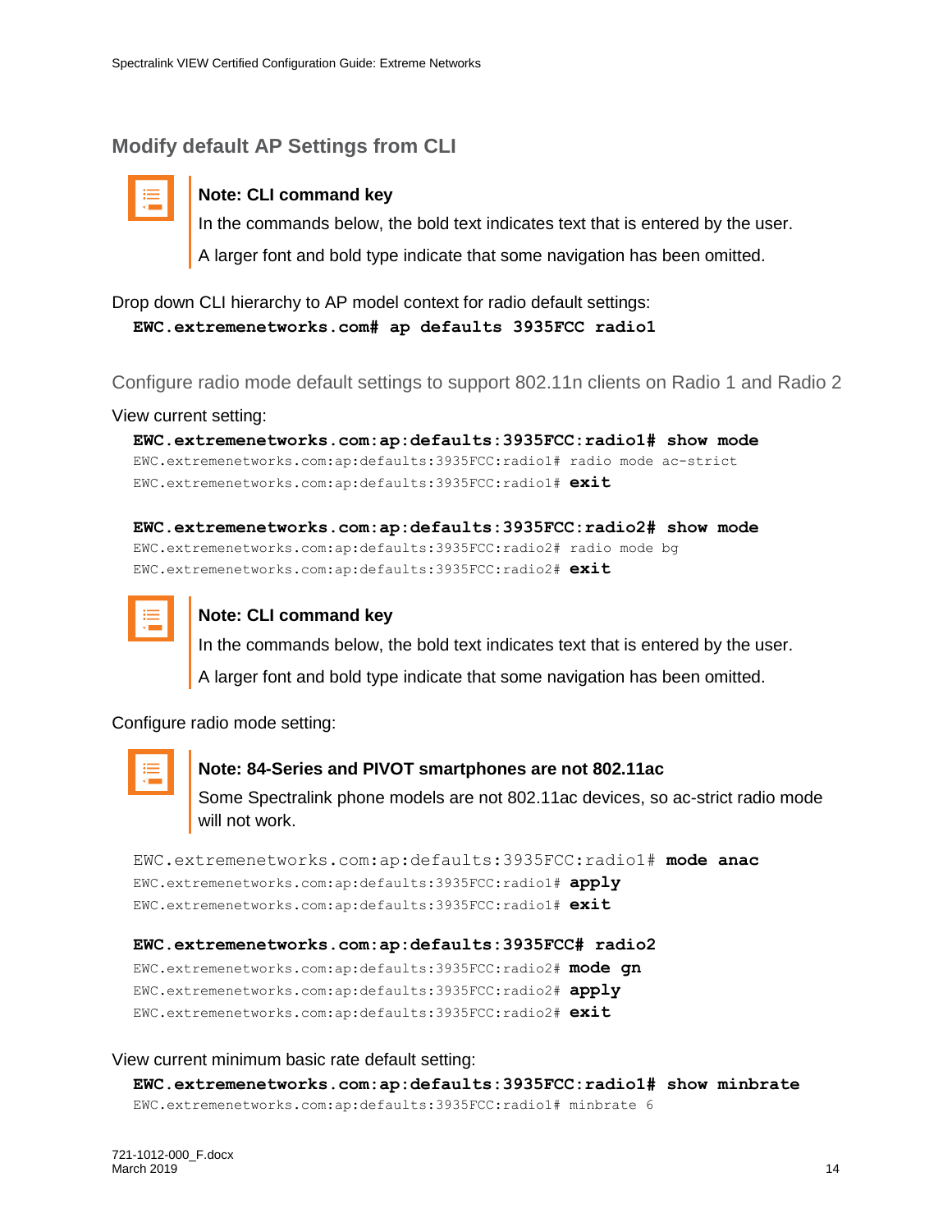## Modify default AP Settings from CLI

> **Note: CLI command key**
>
> In the commands below, the bold text indicates text that is entered by the user.
>
> A larger font and bold type indicate that some navigation has been omitted.

Drop down CLI hierarchy to AP model context for radio default settings:

```
EWC.extremenetworks.com# ap defaults 3935FCC radio1
```

### Configure radio mode default settings to support 802.11n clients on Radio 1 and Radio 2

View current setting:

```
EWC.extremenetworks.com:ap:defaults:3935FCC:radio1# show mode
EWC.extremenetworks.com:ap:defaults:3935FCC:radio1# radio mode ac-strict
EWC.extremenetworks.com:ap:defaults:3935FCC:radio1# exit
```

```
EWC.extremenetworks.com:ap:defaults:3935FCC:radio2# show mode
EWC.extremenetworks.com:ap:defaults:3935FCC:radio2# radio mode bg
EWC.extremenetworks.com:ap:defaults:3935FCC:radio2# exit
```

> **Note: CLI command key**
>
> In the commands below, the bold text indicates text that is entered by the user.
>
> A larger font and bold type indicate that some navigation has been omitted.

Configure radio mode setting:

> **Note: 84-Series and PIVOT smartphones are not 802.11ac**
>
> Some Spectralink phone models are not 802.11ac devices, so ac-strict radio mode will not work.

```
EWC.extremenetworks.com:ap:defaults:3935FCC:radio1# mode anac
EWC.extremenetworks.com:ap:defaults:3935FCC:radio1# apply
EWC.extremenetworks.com:ap:defaults:3935FCC:radio1# exit
```

```
EWC.extremenetworks.com:ap:defaults:3935FCC# radio2
EWC.extremenetworks.com:ap:defaults:3935FCC:radio2# mode gn
EWC.extremenetworks.com:ap:defaults:3935FCC:radio2# apply
EWC.extremenetworks.com:ap:defaults:3935FCC:radio2# exit
```

View current minimum basic rate default setting:

```
EWC.extremenetworks.com:ap:defaults:3935FCC:radio1# show minbrate
EWC.extremenetworks.com:ap:defaults:3935FCC:radio1# minbrate 6
```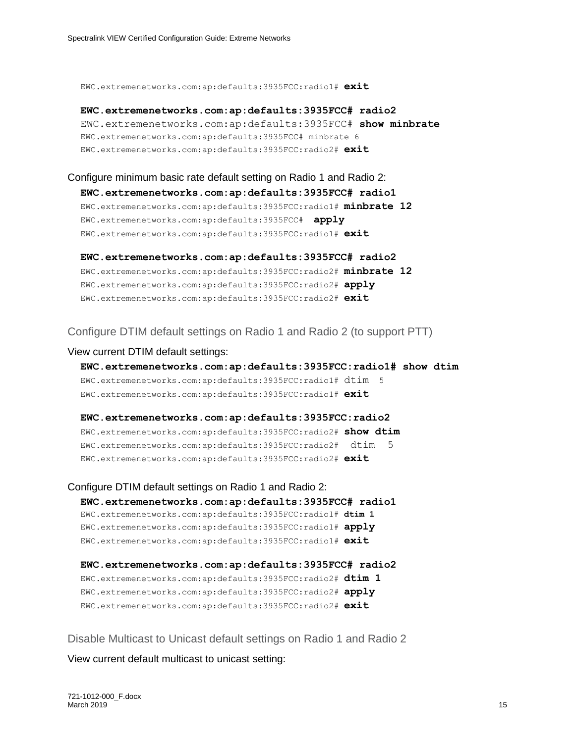```
EWC.extremenetworks.com:ap:defaults:3935FCC:radio1# exit

EWC.extremenetworks.com:ap:defaults:3935FCC# radio2
EWC.extremenetworks.com:ap:defaults:3935FCC# show minbrate
EWC.extremenetworks.com:ap:defaults:3935FCC# minbrate 6
EWC.extremenetworks.com:ap:defaults:3935FCC:radio2# exit
```

Configure minimum basic rate default setting on Radio 1 and Radio 2:

```
EWC.extremenetworks.com:ap:defaults:3935FCC# radio1
EWC.extremenetworks.com:ap:defaults:3935FCC:radio1# minbrate 12
EWC.extremenetworks.com:ap:defaults:3935FCC#  apply
EWC.extremenetworks.com:ap:defaults:3935FCC:radio1# exit

EWC.extremenetworks.com:ap:defaults:3935FCC# radio2
EWC.extremenetworks.com:ap:defaults:3935FCC:radio2# minbrate 12
EWC.extremenetworks.com:ap:defaults:3935FCC:radio2# apply
EWC.extremenetworks.com:ap:defaults:3935FCC:radio2# exit
```

### Configure DTIM default settings on Radio 1 and Radio 2 (to support PTT)

View current DTIM default settings:

```
EWC.extremenetworks.com:ap:defaults:3935FCC:radio1# show dtim
EWC.extremenetworks.com:ap:defaults:3935FCC:radio1# dtim  5
EWC.extremenetworks.com:ap:defaults:3935FCC:radio1# exit

EWC.extremenetworks.com:ap:defaults:3935FCC:radio2
EWC.extremenetworks.com:ap:defaults:3935FCC:radio2# show dtim
EWC.extremenetworks.com:ap:defaults:3935FCC:radio2#  dtim  5
EWC.extremenetworks.com:ap:defaults:3935FCC:radio2# exit
```

Configure DTIM default settings on Radio 1 and Radio 2:

```
EWC.extremenetworks.com:ap:defaults:3935FCC# radio1
EWC.extremenetworks.com:ap:defaults:3935FCC:radio1# dtim 1
EWC.extremenetworks.com:ap:defaults:3935FCC:radio1# apply
EWC.extremenetworks.com:ap:defaults:3935FCC:radio1# exit

EWC.extremenetworks.com:ap:defaults:3935FCC# radio2
EWC.extremenetworks.com:ap:defaults:3935FCC:radio2# dtim 1
EWC.extremenetworks.com:ap:defaults:3935FCC:radio2# apply
EWC.extremenetworks.com:ap:defaults:3935FCC:radio2# exit
```

### Disable Multicast to Unicast default settings on Radio 1 and Radio 2

View current default multicast to unicast setting: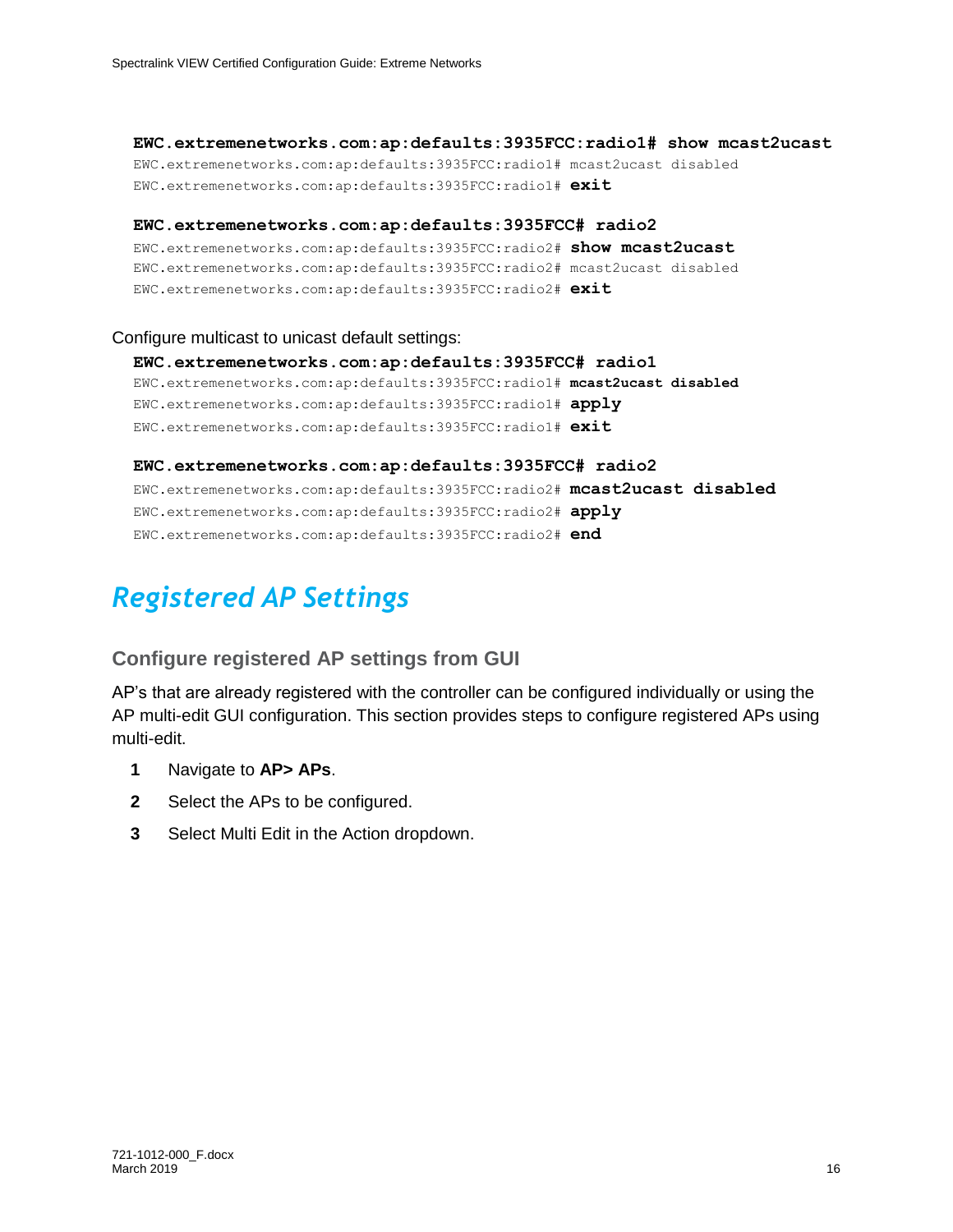```
EWC.extremenetworks.com:ap:defaults:3935FCC:radio1# show mcast2ucast
EWC.extremenetworks.com:ap:defaults:3935FCC:radio1# mcast2ucast disabled
EWC.extremenetworks.com:ap:defaults:3935FCC:radio1# exit

EWC.extremenetworks.com:ap:defaults:3935FCC# radio2
EWC.extremenetworks.com:ap:defaults:3935FCC:radio2# show mcast2ucast
EWC.extremenetworks.com:ap:defaults:3935FCC:radio2# mcast2ucast disabled
EWC.extremenetworks.com:ap:defaults:3935FCC:radio2# exit
```

Configure multicast to unicast default settings:

```
EWC.extremenetworks.com:ap:defaults:3935FCC# radio1
EWC.extremenetworks.com:ap:defaults:3935FCC:radio1# mcast2ucast disabled
EWC.extremenetworks.com:ap:defaults:3935FCC:radio1# apply
EWC.extremenetworks.com:ap:defaults:3935FCC:radio1# exit

EWC.extremenetworks.com:ap:defaults:3935FCC# radio2
EWC.extremenetworks.com:ap:defaults:3935FCC:radio2# mcast2ucast disabled
EWC.extremenetworks.com:ap:defaults:3935FCC:radio2# apply
EWC.extremenetworks.com:ap:defaults:3935FCC:radio2# end
```

# *Registered AP Settings*

## Configure registered AP settings from GUI

AP's that are already registered with the controller can be configured individually or using the AP multi-edit GUI configuration. This section provides steps to configure registered APs using multi-edit.

1. Navigate to **AP> APs**.
2. Select the APs to be configured.
3. Select Multi Edit in the Action dropdown.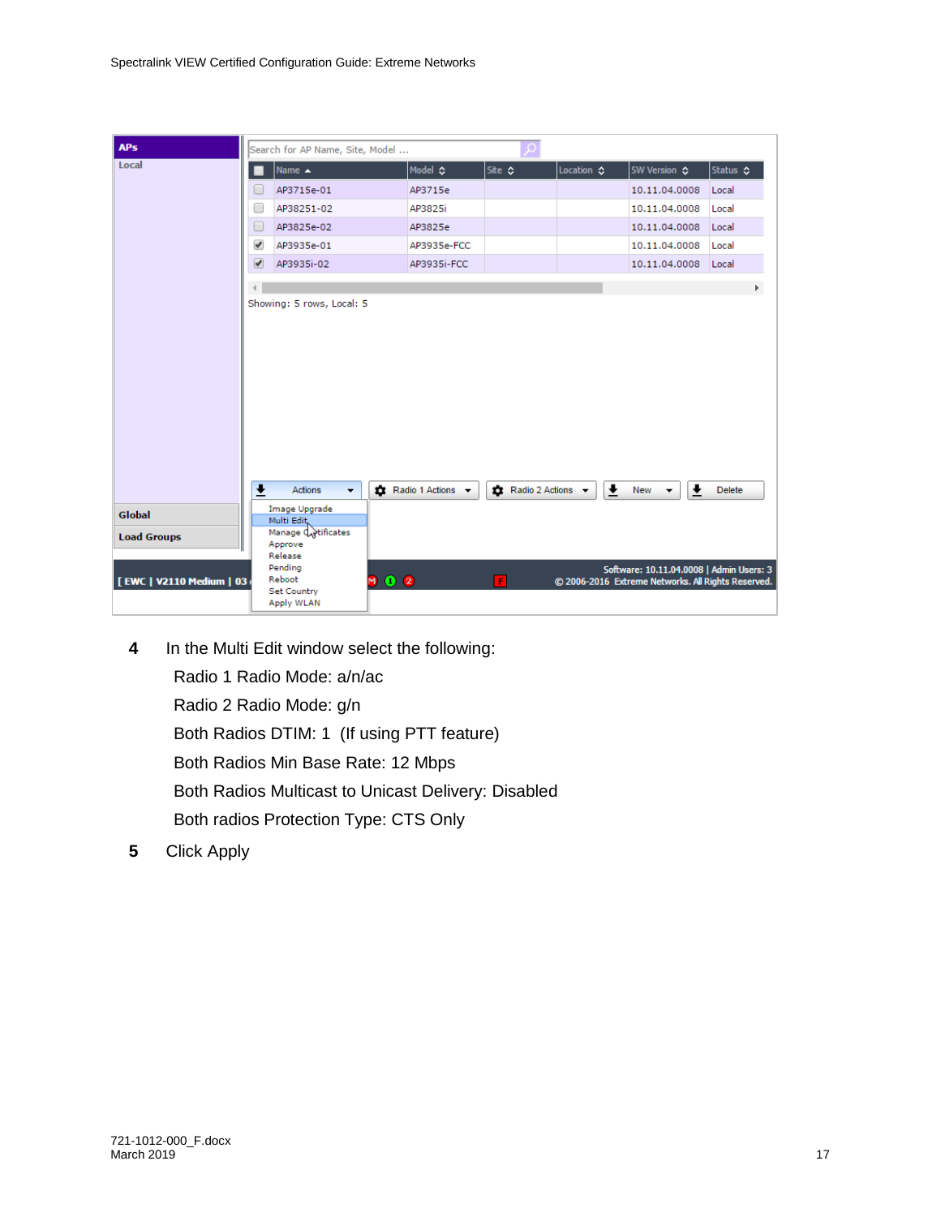4 In the Multi Edit window select the following:

Radio 1 Radio Mode: a/n/ac

Radio 2 Radio Mode: g/n

Both Radios DTIM: 1 (If using PTT feature)

Both Radios Min Base Rate: 12 Mbps

Both Radios Multicast to Unicast Delivery: Disabled

Both radios Protection Type: CTS Only

5 Click Apply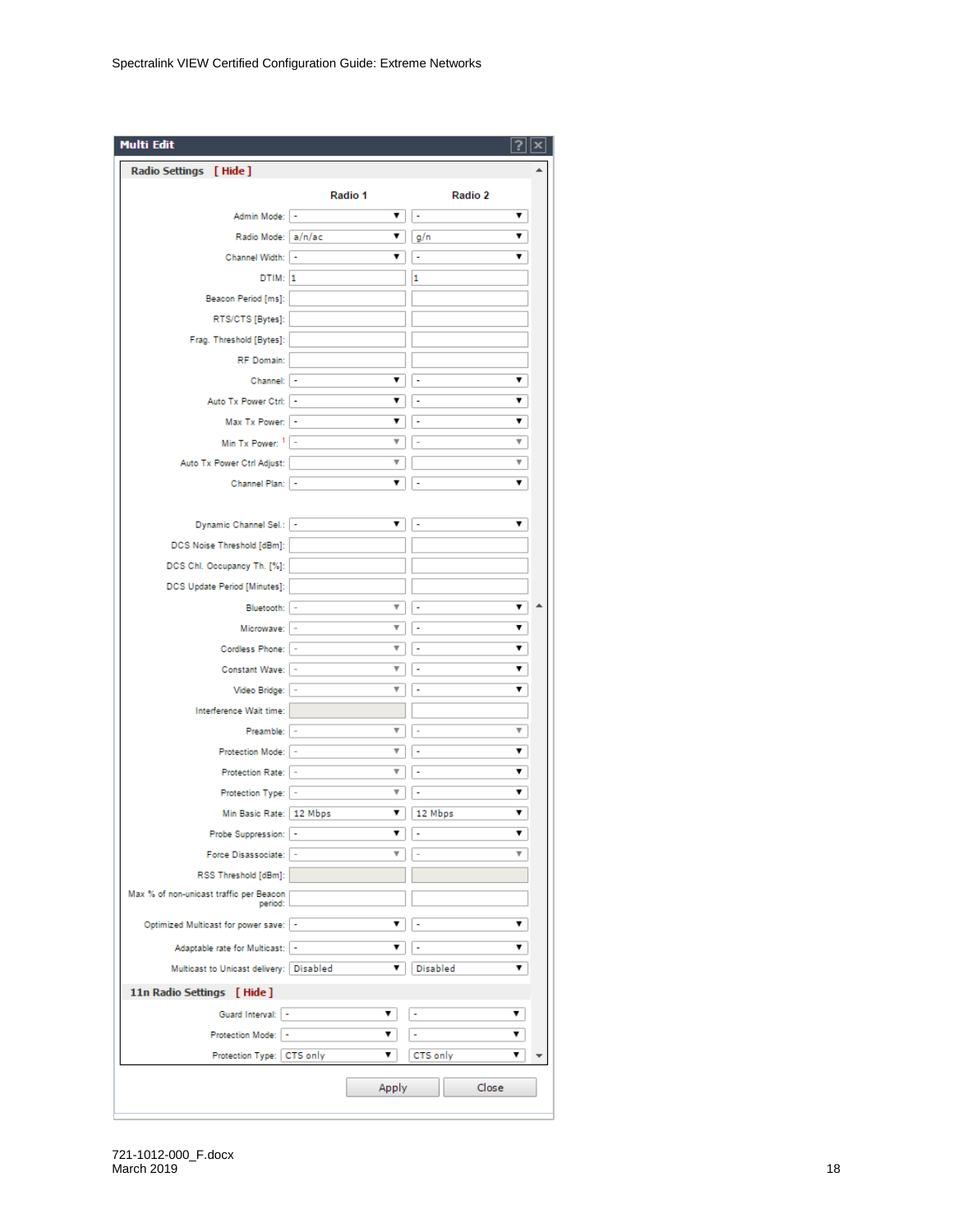**Multi Edit**

**Radio Settings** [ Hide ]

| | Radio 1 | Radio 2 |
|---|---|---|
| Admin Mode: | - | - |
| Radio Mode: | a/n/ac | g/n |
| Channel Width: | - | - |
| DTIM: | 1 | 1 |
| Beacon Period [ms]: | | |
| RTS/CTS [Bytes]: | | |
| Frag. Threshold [Bytes]: | | |
| RF Domain: | | |
| Channel: | - | - |
| Auto Tx Power Ctrl: | - | - |
| Max Tx Power: | - | - |
| Min Tx Power: [1] | - | - |
| Auto Tx Power Ctrl Adjust: | | |
| Channel Plan: | - | - |
| Dynamic Channel Sel.: | - | - |
| DCS Noise Threshold [dBm]: | | |
| DCS Chl. Occupancy Th. [%]: | | |
| DCS Update Period [Minutes]: | | |
| Bluetooth: | - | - |
| Microwave: | - | - |
| Cordless Phone: | - | - |
| Constant Wave: | - | - |
| Video Bridge: | - | - |
| Interference Wait time: | | |
| Preamble: | - | - |
| Protection Mode: | - | - |
| Protection Rate: | - | - |
| Protection Type: | - | - |
| Min Basic Rate: | 12 Mbps | 12 Mbps |
| Probe Suppression: | - | - |
| Force Disassociate: | - | - |
| RSS Threshold [dBm]: | | |
| Max % of non-unicast traffic per Beacon period: | | |
| Optimized Multicast for power save: | - | - |
| Adaptable rate for Multicast: | - | - |
| Multicast to Unicast delivery: | Disabled | Disabled |

**11n Radio Settings** [ Hide ]

| | Radio 1 | Radio 2 |
|---|---|---|
| Guard Interval: | - | - |
| Protection Mode: | - | - |
| Protection Type: | CTS only | CTS only |

Apply | Close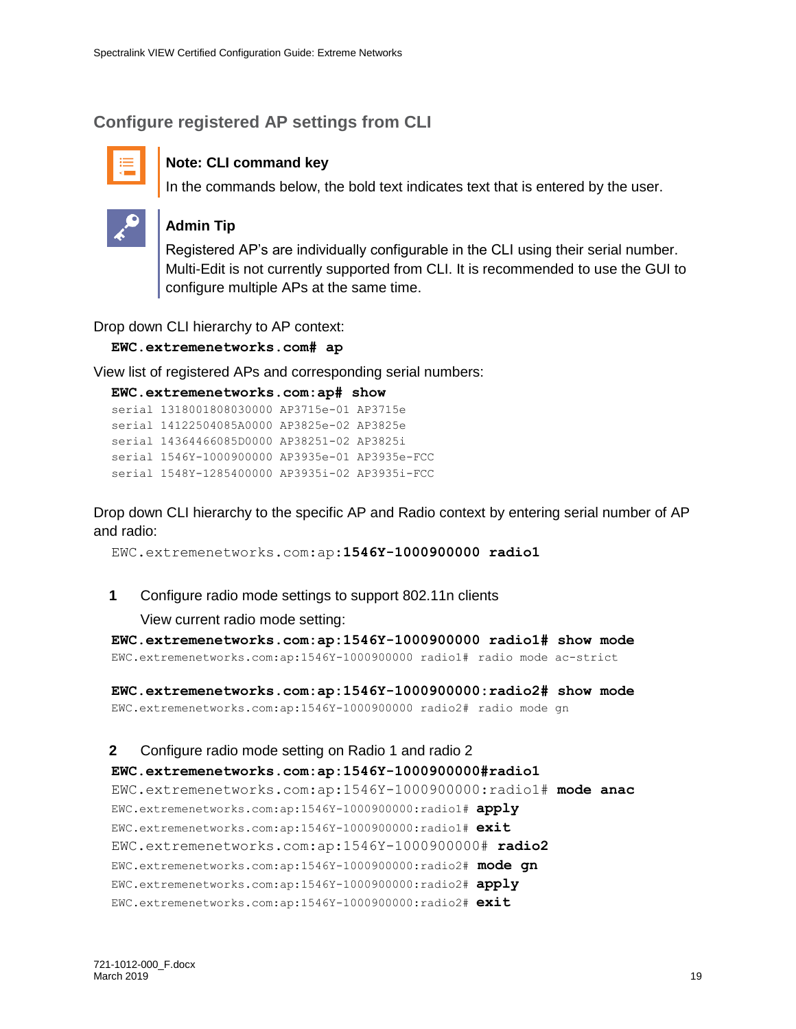## Configure registered AP settings from CLI

> **Note: CLI command key**
>
> In the commands below, the bold text indicates text that is entered by the user.

> **Admin Tip**
>
> Registered AP's are individually configurable in the CLI using their serial number. Multi-Edit is not currently supported from CLI. It is recommended to use the GUI to configure multiple APs at the same time.

Drop down CLI hierarchy to AP context:

```
EWC.extremenetworks.com# ap
```

View list of registered APs and corresponding serial numbers:

```
EWC.extremenetworks.com:ap# show
serial 1318001808030000 AP3715e-01 AP3715e
serial 14122504085A0000 AP3825e-02 AP3825e
serial 14364466085D0000 AP38251-02 AP3825i
serial 1546Y-1000900000 AP3935e-01 AP3935e-FCC
serial 1548Y-1285400000 AP3935i-02 AP3935i-FCC
```

Drop down CLI hierarchy to the specific AP and Radio context by entering serial number of AP and radio:

```
EWC.extremenetworks.com:ap:1546Y-1000900000 radio1
```

1. Configure radio mode settings to support 802.11n clients

   View current radio mode setting:

```
EWC.extremenetworks.com:ap:1546Y-1000900000 radio1# show mode
EWC.extremenetworks.com:ap:1546Y-1000900000 radio1# radio mode ac-strict

EWC.extremenetworks.com:ap:1546Y-1000900000:radio2# show mode
EWC.extremenetworks.com:ap:1546Y-1000900000 radio2# radio mode gn
```

2. Configure radio mode setting on Radio 1 and radio 2

```
EWC.extremenetworks.com:ap:1546Y-1000900000#radio1
EWC.extremenetworks.com:ap:1546Y-1000900000:radio1# mode anac
EWC.extremenetworks.com:ap:1546Y-1000900000:radio1# apply
EWC.extremenetworks.com:ap:1546Y-1000900000:radio1# exit
EWC.extremenetworks.com:ap:1546Y-1000900000# radio2
EWC.extremenetworks.com:ap:1546Y-1000900000:radio2# mode gn
EWC.extremenetworks.com:ap:1546Y-1000900000:radio2# apply
EWC.extremenetworks.com:ap:1546Y-1000900000:radio2# exit
```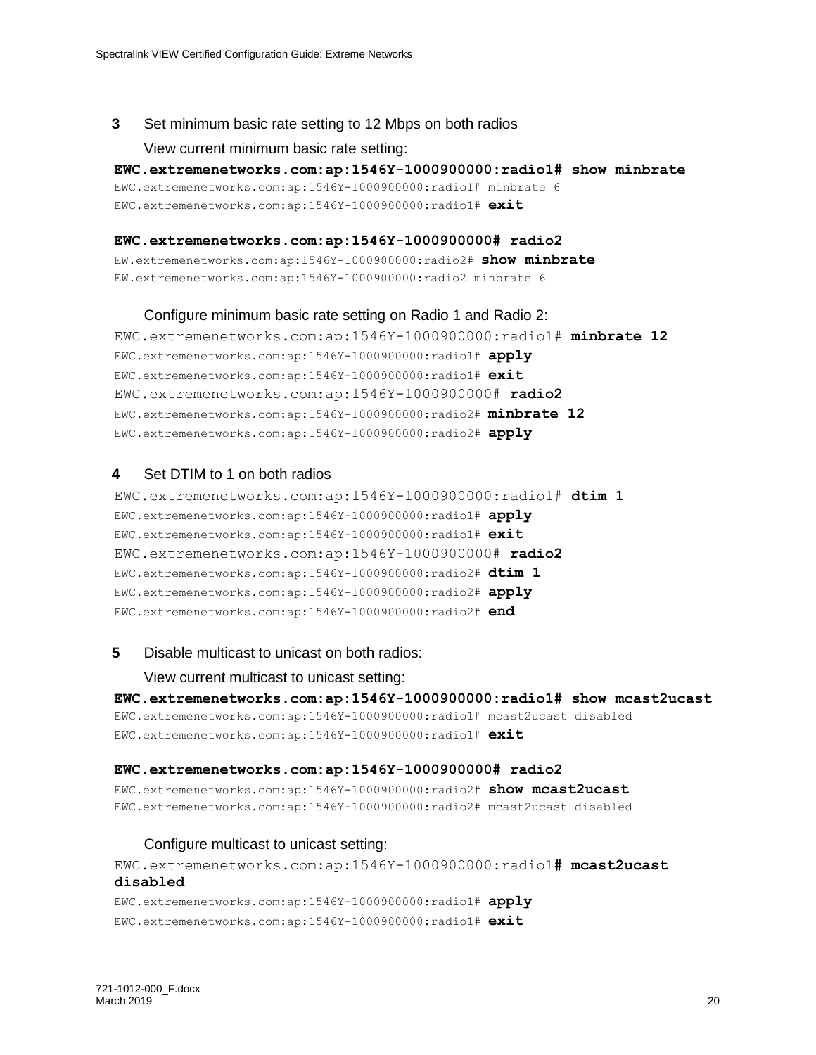**3** Set minimum basic rate setting to 12 Mbps on both radios

View current minimum basic rate setting:

```
EWC.extremenetworks.com:ap:1546Y-1000900000:radio1# show minbrate
EWC.extremenetworks.com:ap:1546Y-1000900000:radio1# minbrate 6
EWC.extremenetworks.com:ap:1546Y-1000900000:radio1# exit

EWC.extremenetworks.com:ap:1546Y-1000900000# radio2
EW.extremenetworks.com:ap:1546Y-1000900000:radio2# show minbrate
EW.extremenetworks.com:ap:1546Y-1000900000:radio2 minbrate 6
```

Configure minimum basic rate setting on Radio 1 and Radio 2:

```
EWC.extremenetworks.com:ap:1546Y-1000900000:radio1# minbrate 12
EWC.extremenetworks.com:ap:1546Y-1000900000:radio1# apply
EWC.extremenetworks.com:ap:1546Y-1000900000:radio1# exit
EWC.extremenetworks.com:ap:1546Y-1000900000# radio2
EWC.extremenetworks.com:ap:1546Y-1000900000:radio2# minbrate 12
EWC.extremenetworks.com:ap:1546Y-1000900000:radio2# apply
```

**4** Set DTIM to 1 on both radios

```
EWC.extremenetworks.com:ap:1546Y-1000900000:radio1# dtim 1
EWC.extremenetworks.com:ap:1546Y-1000900000:radio1# apply
EWC.extremenetworks.com:ap:1546Y-1000900000:radio1# exit
EWC.extremenetworks.com:ap:1546Y-1000900000# radio2
EWC.extremenetworks.com:ap:1546Y-1000900000:radio2# dtim 1
EWC.extremenetworks.com:ap:1546Y-1000900000:radio2# apply
EWC.extremenetworks.com:ap:1546Y-1000900000:radio2# end
```

**5** Disable multicast to unicast on both radios:

View current multicast to unicast setting:

```
EWC.extremenetworks.com:ap:1546Y-1000900000:radio1# show mcast2ucast
EWC.extremenetworks.com:ap:1546Y-1000900000:radio1# mcast2ucast disabled
EWC.extremenetworks.com:ap:1546Y-1000900000:radio1# exit

EWC.extremenetworks.com:ap:1546Y-1000900000# radio2
EWC.extremenetworks.com:ap:1546Y-1000900000:radio2# show mcast2ucast
EWC.extremenetworks.com:ap:1546Y-1000900000:radio2# mcast2ucast disabled
```

Configure multicast to unicast setting:

```
EWC.extremenetworks.com:ap:1546Y-1000900000:radio1# mcast2ucast disabled
EWC.extremenetworks.com:ap:1546Y-1000900000:radio1# apply
EWC.extremenetworks.com:ap:1546Y-1000900000:radio1# exit
```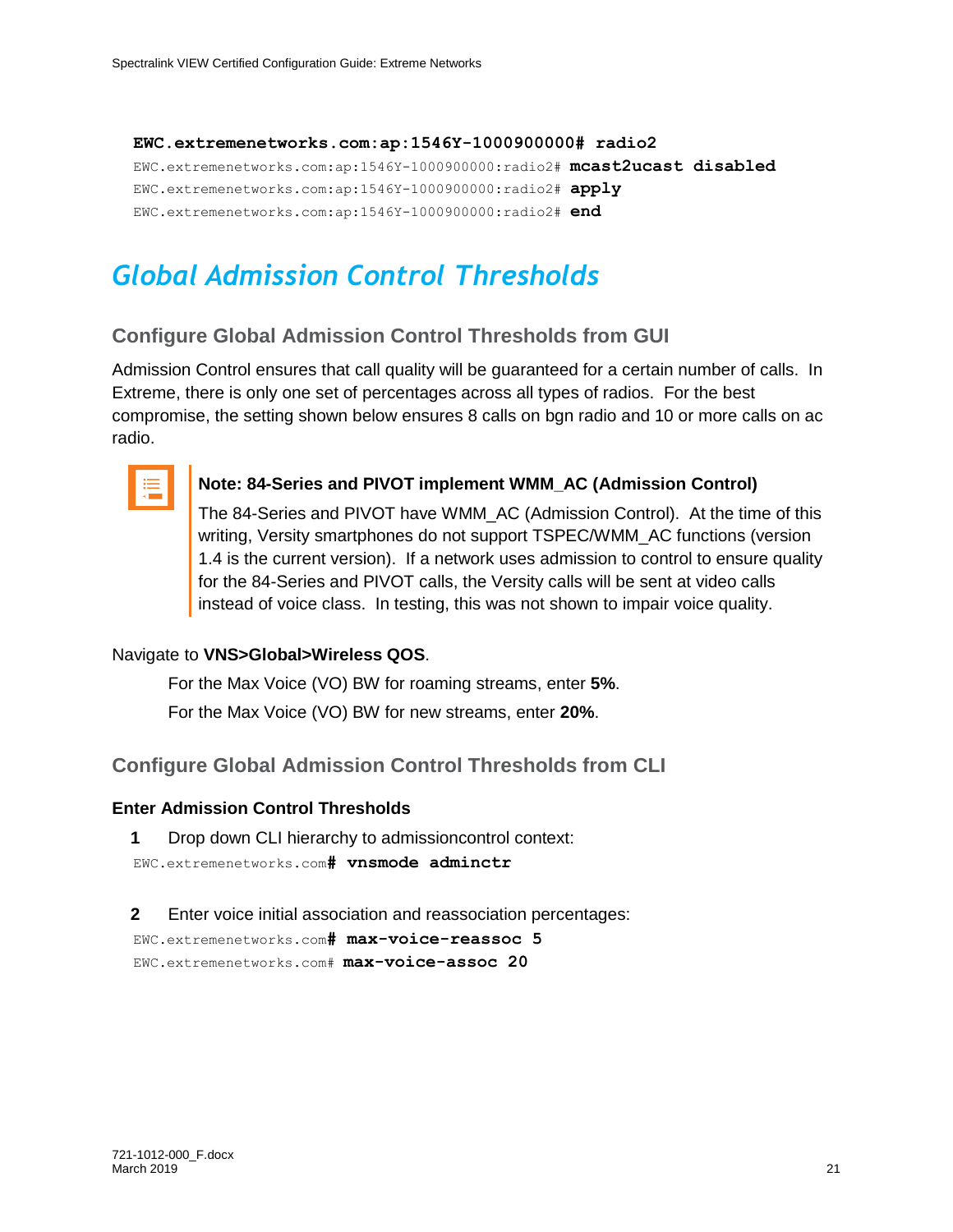```
EWC.extremenetworks.com:ap:1546Y-1000900000# radio2
EWC.extremenetworks.com:ap:1546Y-1000900000:radio2# mcast2ucast disabled
EWC.extremenetworks.com:ap:1546Y-1000900000:radio2# apply
EWC.extremenetworks.com:ap:1546Y-1000900000:radio2# end
```

# *Global Admission Control Thresholds*

## Configure Global Admission Control Thresholds from GUI

Admission Control ensures that call quality will be guaranteed for a certain number of calls. In Extreme, there is only one set of percentages across all types of radios. For the best compromise, the setting shown below ensures 8 calls on bgn radio and 10 or more calls on ac radio.

> **Note: 84-Series and PIVOT implement WMM_AC (Admission Control)**
>
> The 84-Series and PIVOT have WMM_AC (Admission Control). At the time of this writing, Versity smartphones do not support TSPEC/WMM_AC functions (version 1.4 is the current version). If a network uses admission to control to ensure quality for the 84-Series and PIVOT calls, the Versity calls will be sent at video calls instead of voice class. In testing, this was not shown to impair voice quality.

Navigate to **VNS>Global>Wireless QOS**.

For the Max Voice (VO) BW for roaming streams, enter **5%**.

For the Max Voice (VO) BW for new streams, enter **20%**.

## Configure Global Admission Control Thresholds from CLI

### Enter Admission Control Thresholds

**1** Drop down CLI hierarchy to admissioncontrol context:

```
EWC.extremenetworks.com# vnsmode adminctr
```

**2** Enter voice initial association and reassociation percentages:

```
EWC.extremenetworks.com# max-voice-reassoc 5
EWC.extremenetworks.com# max-voice-assoc 20
```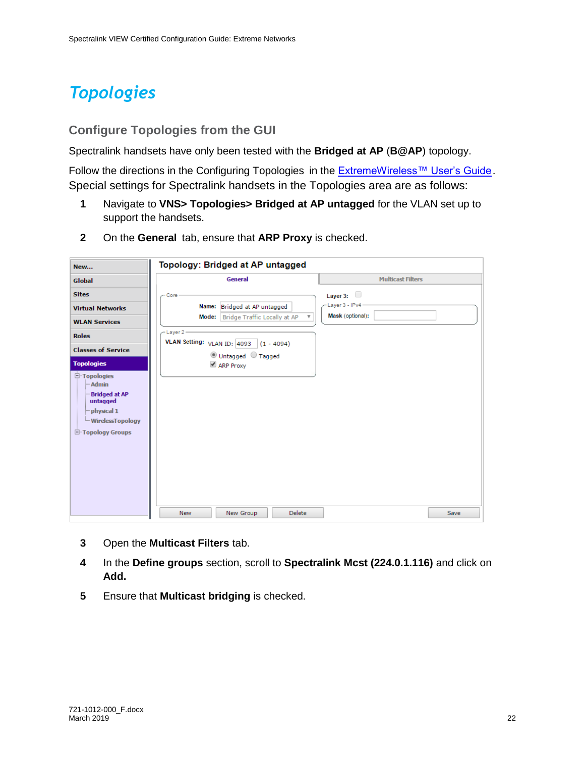# Topologies

## Configure Topologies from the GUI

Spectralink handsets have only been tested with the **Bridged at AP** (**B@AP**) topology.

Follow the directions in the Configuring Topologies in the ExtremeWireless™ User's Guide. Special settings for Spectralink handsets in the Topologies area are as follows:

1. Navigate to **VNS> Topologies> Bridged at AP untagged** for the VLAN set up to support the handsets.
2. On the **General** tab, ensure that **ARP Proxy** is checked.

3. Open the **Multicast Filters** tab.
4. In the **Define groups** section, scroll to **Spectralink Mcst (224.0.1.116)** and click on **Add.**
5. Ensure that **Multicast bridging** is checked.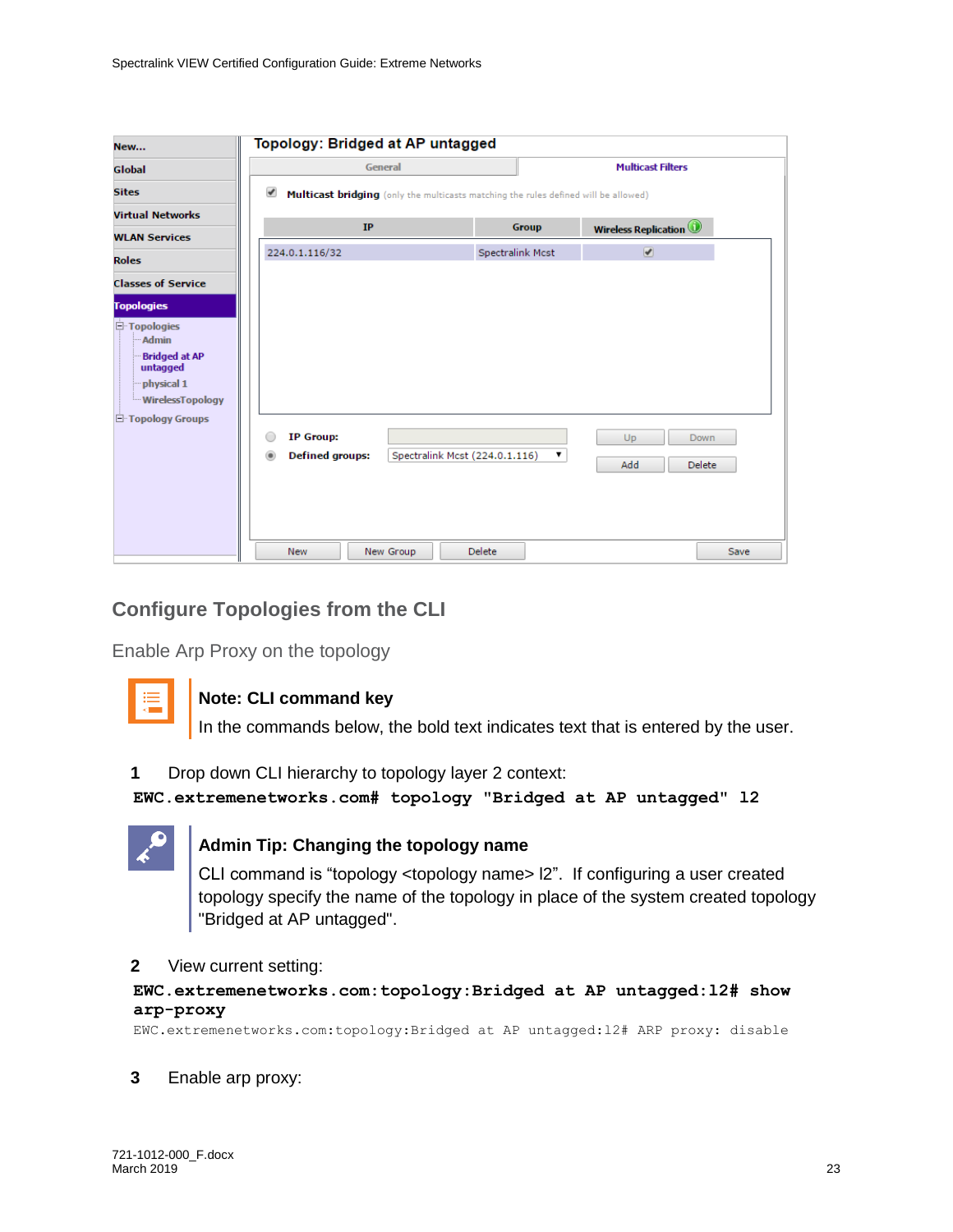## Configure Topologies from the CLI

### Enable Arp Proxy on the topology

**Note: CLI command key**

In the commands below, the bold text indicates text that is entered by the user.

1 Drop down CLI hierarchy to topology layer 2 context:

```
EWC.extremenetworks.com# topology "Bridged at AP untagged" l2
```

**Admin Tip: Changing the topology name**

CLI command is “topology <topology name> l2”. If configuring a user created topology specify the name of the topology in place of the system created topology "Bridged at AP untagged".

2 View current setting:

```
EWC.extremenetworks.com:topology:Bridged at AP untagged:l2# show arp-proxy
EWC.extremenetworks.com:topology:Bridged at AP untagged:l2# ARP proxy: disable
```

3 Enable arp proxy: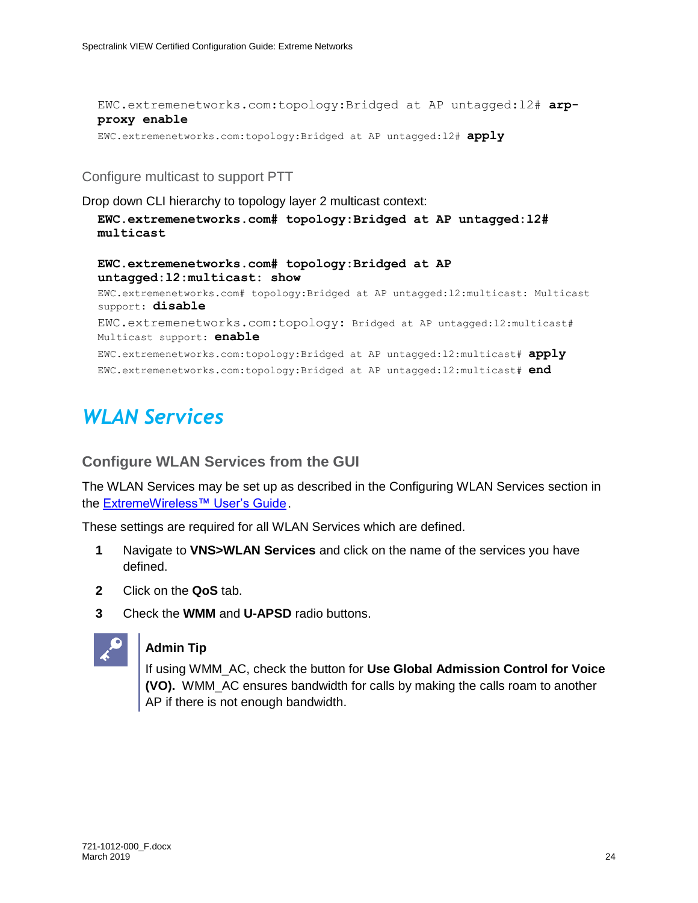```
EWC.extremenetworks.com:topology:Bridged at AP untagged:l2# arp-proxy enable
EWC.extremenetworks.com:topology:Bridged at AP untagged:l2# apply
```

### Configure multicast to support PTT

Drop down CLI hierarchy to topology layer 2 multicast context:

```
EWC.extremenetworks.com# topology:Bridged at AP untagged:l2# multicast

EWC.extremenetworks.com# topology:Bridged at AP untagged:l2:multicast: show
EWC.extremenetworks.com# topology:Bridged at AP untagged:l2:multicast: Multicast support: disable
EWC.extremenetworks.com:topology: Bridged at AP untagged:l2:multicast# Multicast support: enable
EWC.extremenetworks.com:topology:Bridged at AP untagged:l2:multicast# apply
EWC.extremenetworks.com:topology:Bridged at AP untagged:l2:multicast# end
```

# *WLAN Services*

## Configure WLAN Services from the GUI

The WLAN Services may be set up as described in the Configuring WLAN Services section in the ExtremeWireless™ User's Guide.

These settings are required for all WLAN Services which are defined.

1. Navigate to **VNS>WLAN Services** and click on the name of the services you have defined.
2. Click on the **QoS** tab.
3. Check the **WMM** and **U-APSD** radio buttons.

**Admin Tip**

If using WMM_AC, check the button for **Use Global Admission Control for Voice (VO).** WMM_AC ensures bandwidth for calls by making the calls roam to another AP if there is not enough bandwidth.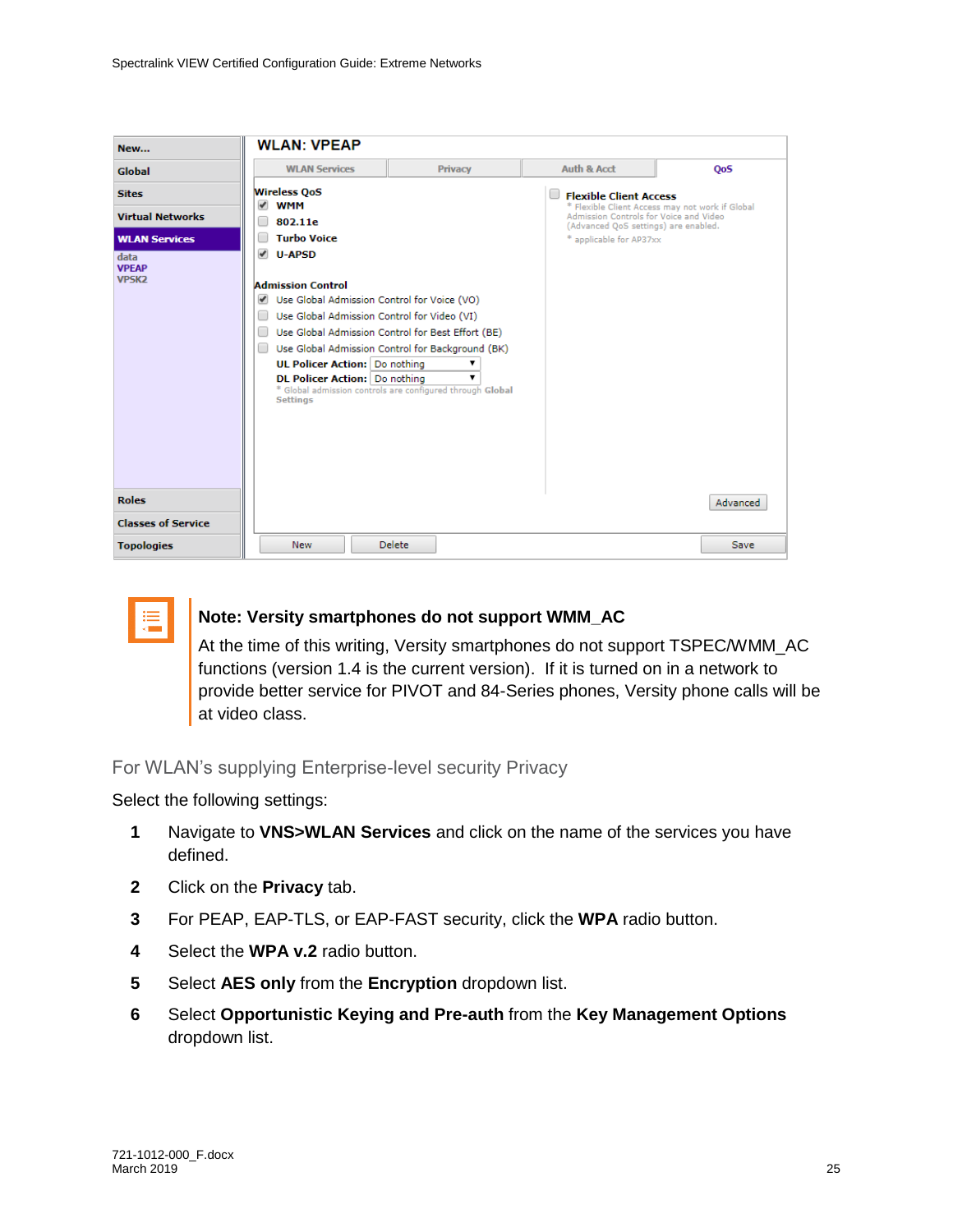**Note: Versity smartphones do not support WMM_AC**

At the time of this writing, Versity smartphones do not support TSPEC/WMM_AC functions (version 1.4 is the current version). If it is turned on in a network to provide better service for PIVOT and 84-Series phones, Versity phone calls will be at video class.

## For WLAN's supplying Enterprise-level security Privacy

Select the following settings:

1. Navigate to **VNS>WLAN Services** and click on the name of the services you have defined.
2. Click on the **Privacy** tab.
3. For PEAP, EAP-TLS, or EAP-FAST security, click the **WPA** radio button.
4. Select the **WPA v.2** radio button.
5. Select **AES only** from the **Encryption** dropdown list.
6. Select **Opportunistic Keying and Pre-auth** from the **Key Management Options** dropdown list.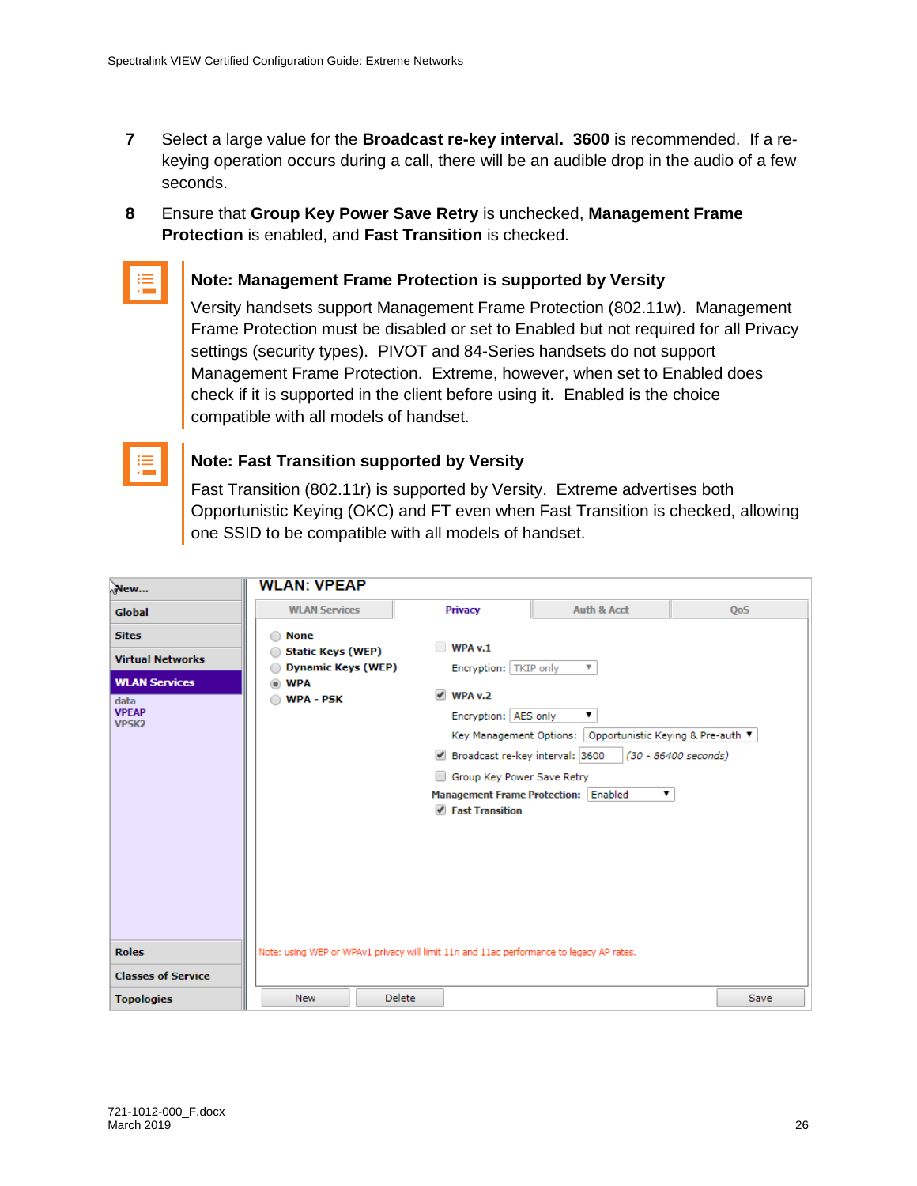7. Select a large value for the **Broadcast re-key interval. 3600** is recommended. If a re-keying operation occurs during a call, there will be an audible drop in the audio of a few seconds.

8. Ensure that **Group Key Power Save Retry** is unchecked, **Management Frame Protection** is enabled, and **Fast Transition** is checked.

**Note: Management Frame Protection is supported by Versity**

Versity handsets support Management Frame Protection (802.11w). Management Frame Protection must be disabled or set to Enabled but not required for all Privacy settings (security types). PIVOT and 84-Series handsets do not support Management Frame Protection. Extreme, however, when set to Enabled does check if it is supported in the client before using it. Enabled is the choice compatible with all models of handset.

**Note: Fast Transition supported by Versity**

Fast Transition (802.11r) is supported by Versity. Extreme advertises both Opportunistic Keying (OKC) and FT even when Fast Transition is checked, allowing one SSID to be compatible with all models of handset.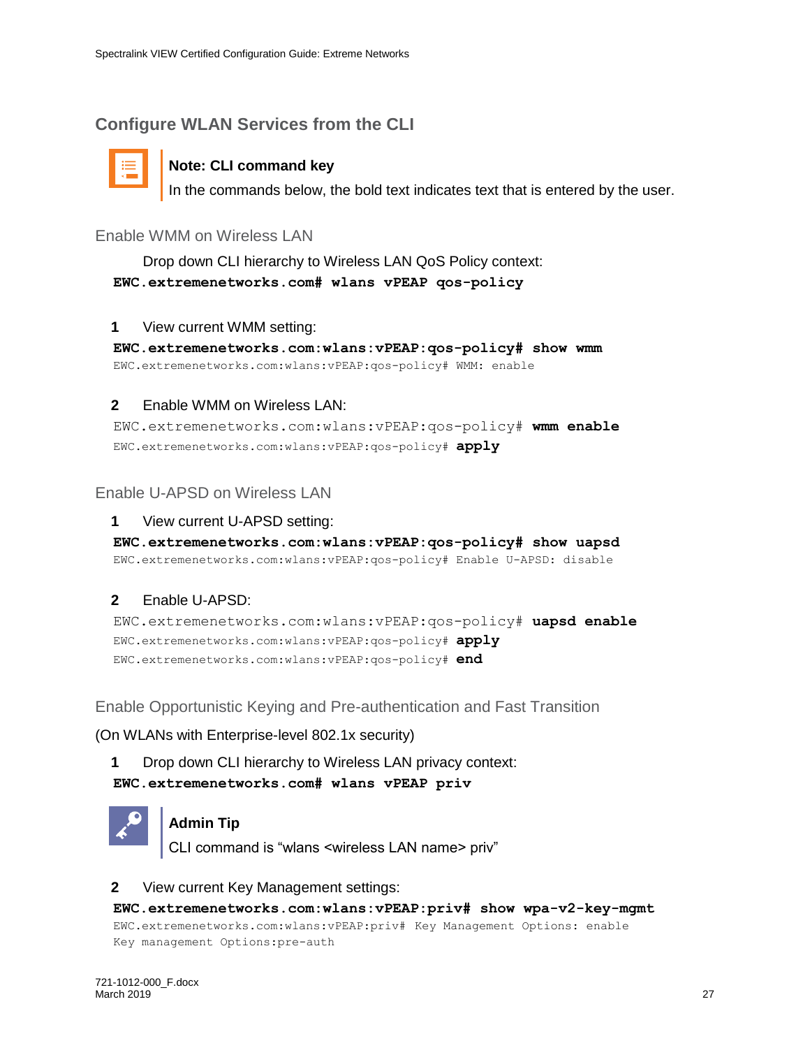## Configure WLAN Services from the CLI

> **Note: CLI command key**
> In the commands below, the bold text indicates text that is entered by the user.

### Enable WMM on Wireless LAN

Drop down CLI hierarchy to Wireless LAN QoS Policy context:

```
EWC.extremenetworks.com# wlans vPEAP qos-policy
```

1 View current WMM setting:

```
EWC.extremenetworks.com:wlans:vPEAP:qos-policy# show wmm
EWC.extremenetworks.com:wlans:vPEAP:qos-policy# WMM: enable
```

2 Enable WMM on Wireless LAN:

```
EWC.extremenetworks.com:wlans:vPEAP:qos-policy# wmm enable
EWC.extremenetworks.com:wlans:vPEAP:qos-policy# apply
```

### Enable U-APSD on Wireless LAN

1 View current U-APSD setting:

```
EWC.extremenetworks.com:wlans:vPEAP:qos-policy# show uapsd
EWC.extremenetworks.com:wlans:vPEAP:qos-policy# Enable U-APSD: disable
```

2 Enable U-APSD:

```
EWC.extremenetworks.com:wlans:vPEAP:qos-policy# uapsd enable
EWC.extremenetworks.com:wlans:vPEAP:qos-policy# apply
EWC.extremenetworks.com:wlans:vPEAP:qos-policy# end
```

### Enable Opportunistic Keying and Pre-authentication and Fast Transition

(On WLANs with Enterprise-level 802.1x security)

1 Drop down CLI hierarchy to Wireless LAN privacy context:

```
EWC.extremenetworks.com# wlans vPEAP priv
```

> **Admin Tip**
> CLI command is "wlans <wireless LAN name> priv"

2 View current Key Management settings:

```
EWC.extremenetworks.com:wlans:vPEAP:priv# show wpa-v2-key-mgmt
EWC.extremenetworks.com:wlans:vPEAP:priv# Key Management Options: enable
Key management Options:pre-auth
```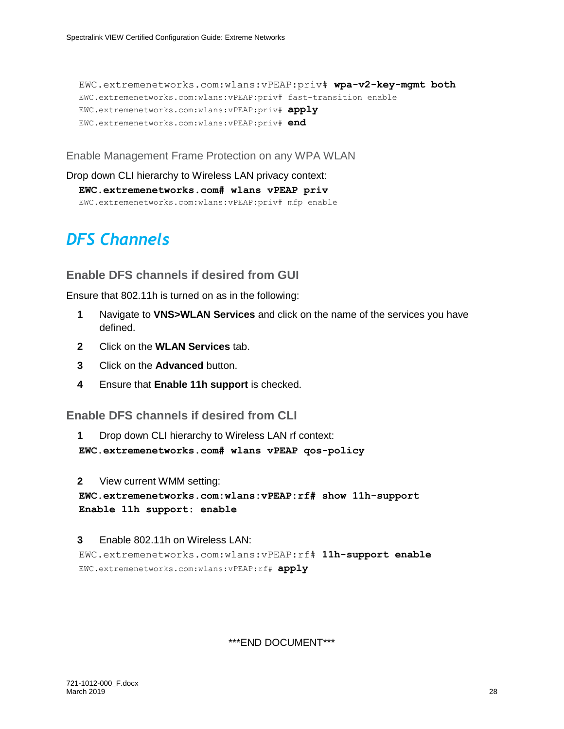```
EWC.extremenetworks.com:wlans:vPEAP:priv# wpa-v2-key-mgmt both
EWC.extremenetworks.com:wlans:vPEAP:priv# fast-transition enable
EWC.extremenetworks.com:wlans:vPEAP:priv# apply
EWC.extremenetworks.com:wlans:vPEAP:priv# end
```

### Enable Management Frame Protection on any WPA WLAN

Drop down CLI hierarchy to Wireless LAN privacy context:

```
EWC.extremenetworks.com# wlans vPEAP priv
EWC.extremenetworks.com:wlans:vPEAP:priv# mfp enable
```

# *DFS Channels*

## Enable DFS channels if desired from GUI

Ensure that 802.11h is turned on as in the following:

1. Navigate to **VNS>WLAN Services** and click on the name of the services you have defined.
2. Click on the **WLAN Services** tab.
3. Click on the **Advanced** button.
4. Ensure that **Enable 11h support** is checked.

## Enable DFS channels if desired from CLI

1. Drop down CLI hierarchy to Wireless LAN rf context:

```
EWC.extremenetworks.com# wlans vPEAP qos-policy
```

2. View current WMM setting:

```
EWC.extremenetworks.com:wlans:vPEAP:rf# show 11h-support
Enable 11h support: enable
```

3. Enable 802.11h on Wireless LAN:

```
EWC.extremenetworks.com:wlans:vPEAP:rf# 11h-support enable
EWC.extremenetworks.com:wlans:vPEAP:rf# apply
```

***END DOCUMENT***